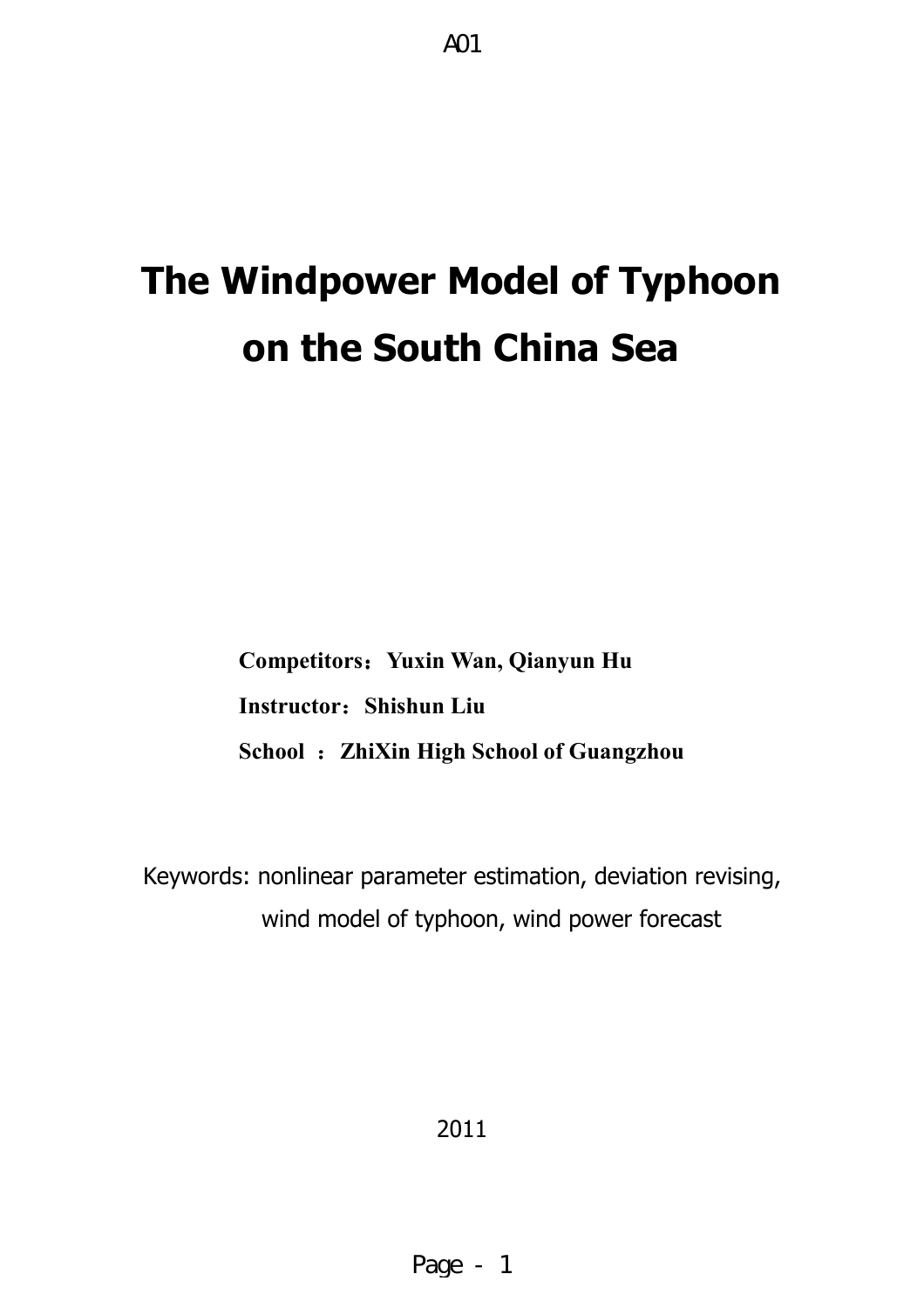A01

# The Windpower Model of Typhoon on the South China Sea

**Competitors：Yuxin Wan, Qianyun Hu**

**Instructor：Shishun Liu**

**School ：ZhiXin High School of Guangzhou**

Keywords: nonlinear parameter estimation, deviation revising, wind model of typhoon, wind power forecast

2011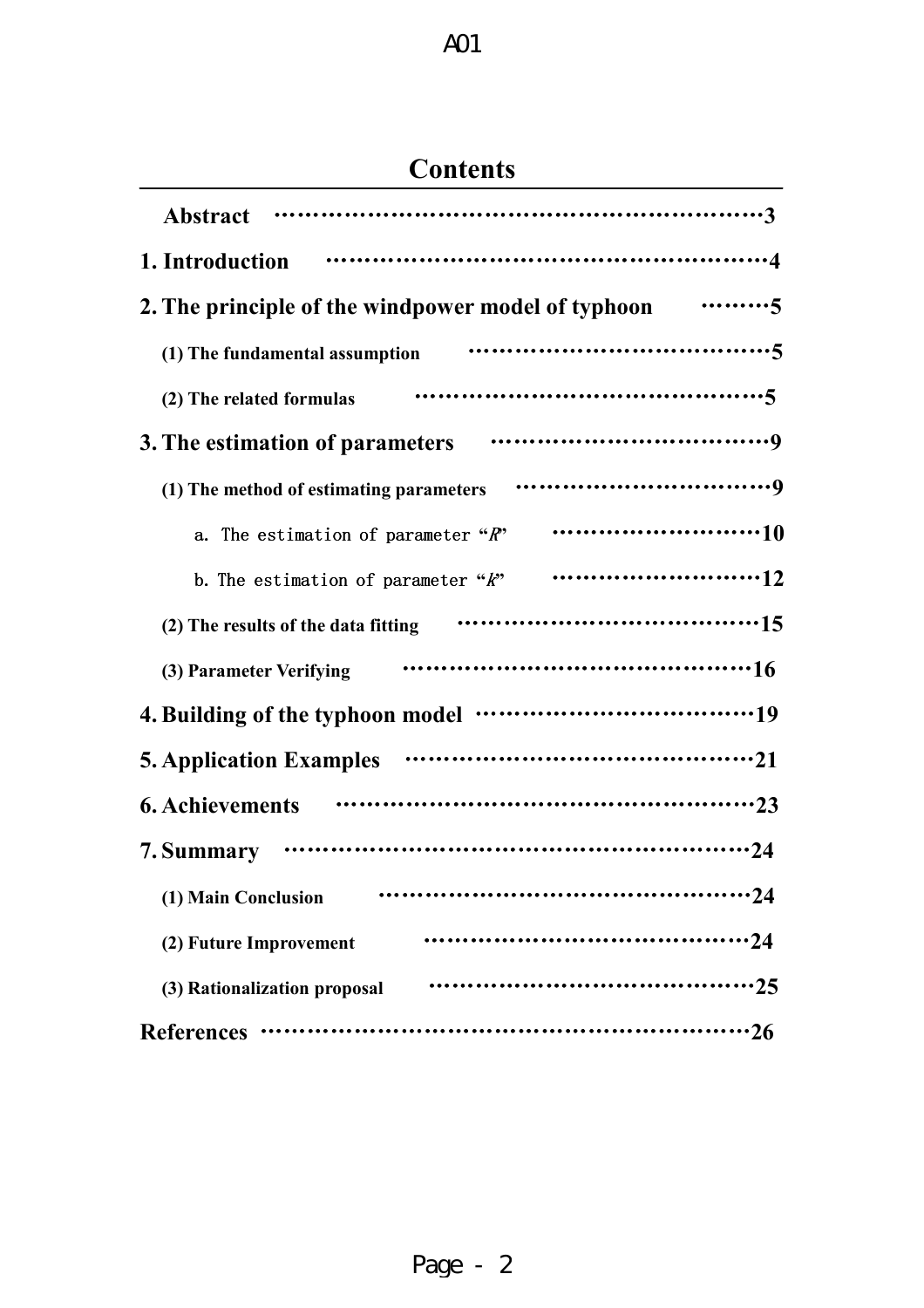# Contents

Abstract ……………………………………………………………3

1. Introduction ……………………………………………………4

2. The principle of the windpower model of typhoon ………5

   (1) The fundamental assumption ………………………………5

   (2) The related formulas ………………………………………5

3. The estimation of parameters ……………………………9

   (1) The method of estimating parameters ……………………9

      a. The estimation of parameter "$R$" …………………………10

      b. The estimation of parameter "$k$" …………………………12

   (2) The results of the data fitting ……………………………15

   (3) Parameter Verifying ………………………………………16

4. Building of the typhoon model ……………………………19

5. Application Examples ………………………………………21

6. Achievements ………………………………………………23

7. Summary ……………………………………………………24

   (1) Main Conclusion ……………………………………………24

   (2) Future Improvement …………………………………………24

   (3) Rationalization proposal …………………………………25

References ……………………………………………………26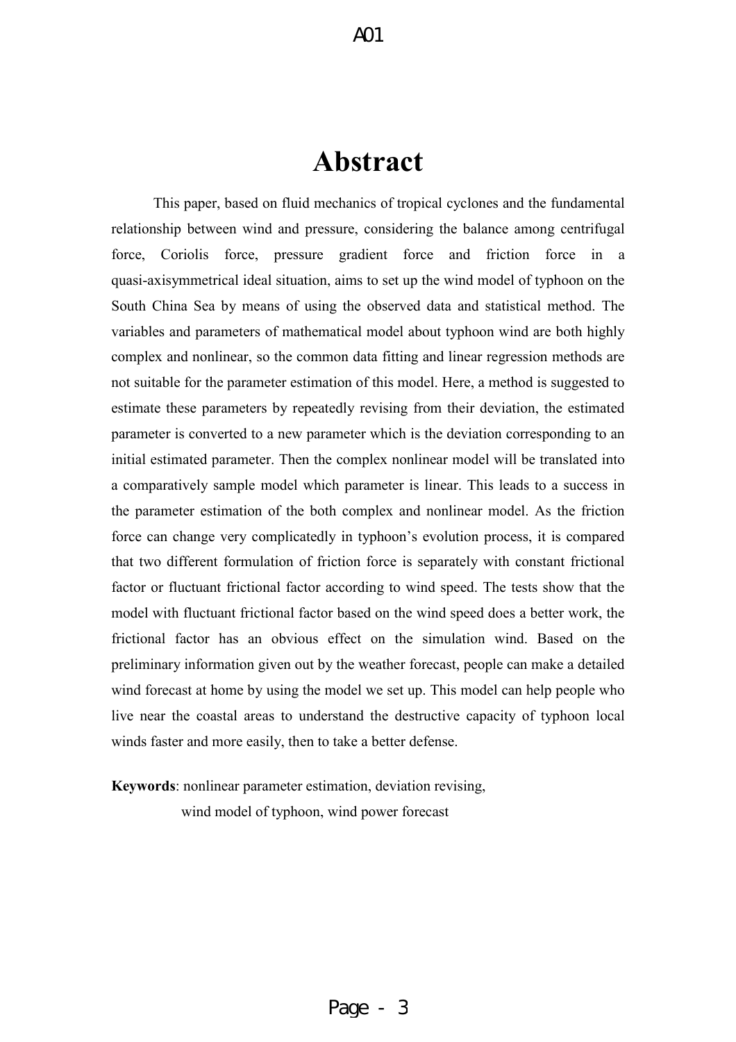# Abstract

This paper, based on fluid mechanics of tropical cyclones and the fundamental relationship between wind and pressure, considering the balance among centrifugal force, Coriolis force, pressure gradient force and friction force in a quasi-axisymmetrical ideal situation, aims to set up the wind model of typhoon on the South China Sea by means of using the observed data and statistical method. The variables and parameters of mathematical model about typhoon wind are both highly complex and nonlinear, so the common data fitting and linear regression methods are not suitable for the parameter estimation of this model. Here, a method is suggested to estimate these parameters by repeatedly revising from their deviation, the estimated parameter is converted to a new parameter which is the deviation corresponding to an initial estimated parameter. Then the complex nonlinear model will be translated into a comparatively sample model which parameter is linear. This leads to a success in the parameter estimation of the both complex and nonlinear model. As the friction force can change very complicatedly in typhoon's evolution process, it is compared that two different formulation of friction force is separately with constant frictional factor or fluctuant frictional factor according to wind speed. The tests show that the model with fluctuant frictional factor based on the wind speed does a better work, the frictional factor has an obvious effect on the simulation wind. Based on the preliminary information given out by the weather forecast, people can make a detailed wind forecast at home by using the model we set up. This model can help people who live near the coastal areas to understand the destructive capacity of typhoon local winds faster and more easily, then to take a better defense.

**Keywords**: nonlinear parameter estimation, deviation revising, wind model of typhoon, wind power forecast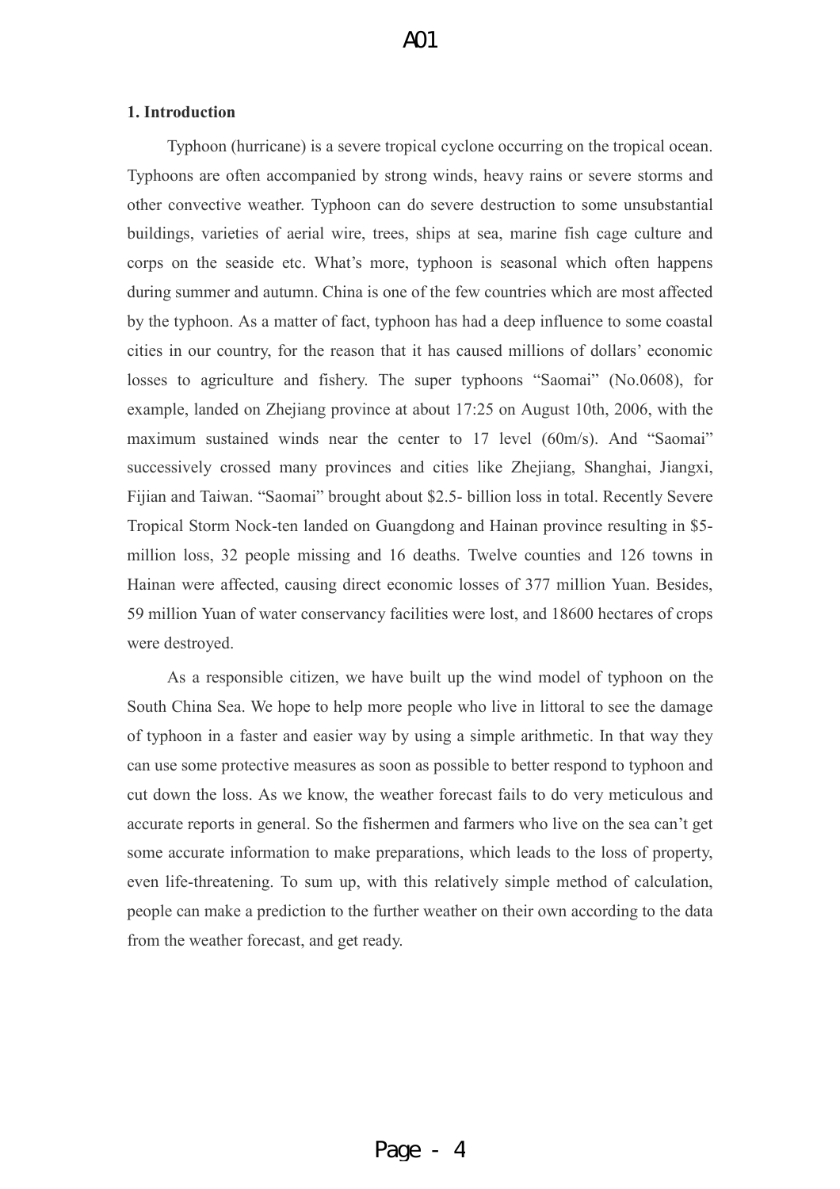**1. Introduction**

Typhoon (hurricane) is a severe tropical cyclone occurring on the tropical ocean. Typhoons are often accompanied by strong winds, heavy rains or severe storms and other convective weather. Typhoon can do severe destruction to some unsubstantial buildings, varieties of aerial wire, trees, ships at sea, marine fish cage culture and corps on the seaside etc. What's more, typhoon is seasonal which often happens during summer and autumn. China is one of the few countries which are most affected by the typhoon. As a matter of fact, typhoon has had a deep influence to some coastal cities in our country, for the reason that it has caused millions of dollars' economic losses to agriculture and fishery. The super typhoons "Saomai" (No.0608), for example, landed on Zhejiang province at about 17:25 on August 10th, 2006, with the maximum sustained winds near the center to 17 level (60m/s). And "Saomai" successively crossed many provinces and cities like Zhejiang, Shanghai, Jiangxi, Fijian and Taiwan. "Saomai" brought about $2.5- billion loss in total. Recently Severe Tropical Storm Nock-ten landed on Guangdong and Hainan province resulting in $5- million loss, 32 people missing and 16 deaths. Twelve counties and 126 towns in Hainan were affected, causing direct economic losses of 377 million Yuan. Besides, 59 million Yuan of water conservancy facilities were lost, and 18600 hectares of crops were destroyed.

As a responsible citizen, we have built up the wind model of typhoon on the South China Sea. We hope to help more people who live in littoral to see the damage of typhoon in a faster and easier way by using a simple arithmetic. In that way they can use some protective measures as soon as possible to better respond to typhoon and cut down the loss. As we know, the weather forecast fails to do very meticulous and accurate reports in general. So the fishermen and farmers who live on the sea can't get some accurate information to make preparations, which leads to the loss of property, even life-threatening. To sum up, with this relatively simple method of calculation, people can make a prediction to the further weather on their own according to the data from the weather forecast, and get ready.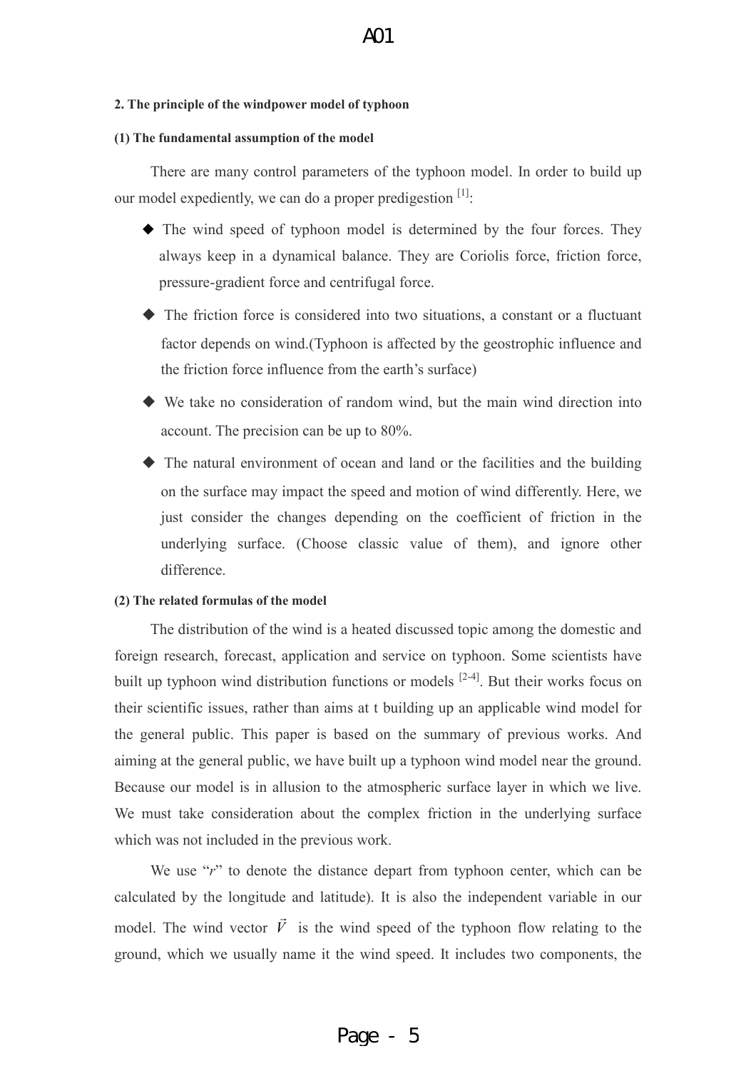**2. The principle of the windpower model of typhoon**

**(1) The fundamental assumption of the model**

There are many control parameters of the typhoon model. In order to build up our model expediently, we can do a proper predigestion [1]:

- ◆ The wind speed of typhoon model is determined by the four forces. They always keep in a dynamical balance. They are Coriolis force, friction force, pressure-gradient force and centrifugal force.
- ◆ The friction force is considered into two situations, a constant or a fluctuant factor depends on wind.(Typhoon is affected by the geostrophic influence and the friction force influence from the earth's surface)
- ◆ We take no consideration of random wind, but the main wind direction into account. The precision can be up to 80%.
- ◆ The natural environment of ocean and land or the facilities and the building on the surface may impact the speed and motion of wind differently. Here, we just consider the changes depending on the coefficient of friction in the underlying surface. (Choose classic value of them), and ignore other difference.

**(2) The related formulas of the model**

The distribution of the wind is a heated discussed topic among the domestic and foreign research, forecast, application and service on typhoon. Some scientists have built up typhoon wind distribution functions or models [2-4]. But their works focus on their scientific issues, rather than aims at t building up an applicable wind model for the general public. This paper is based on the summary of previous works. And aiming at the general public, we have built up a typhoon wind model near the ground. Because our model is in allusion to the atmospheric surface layer in which we live. We must take consideration about the complex friction in the underlying surface which was not included in the previous work.

We use "$r$" to denote the distance depart from typhoon center, which can be calculated by the longitude and latitude). It is also the independent variable in our model. The wind vector $\vec{V}$ is the wind speed of the typhoon flow relating to the ground, which we usually name it the wind speed. It includes two components, the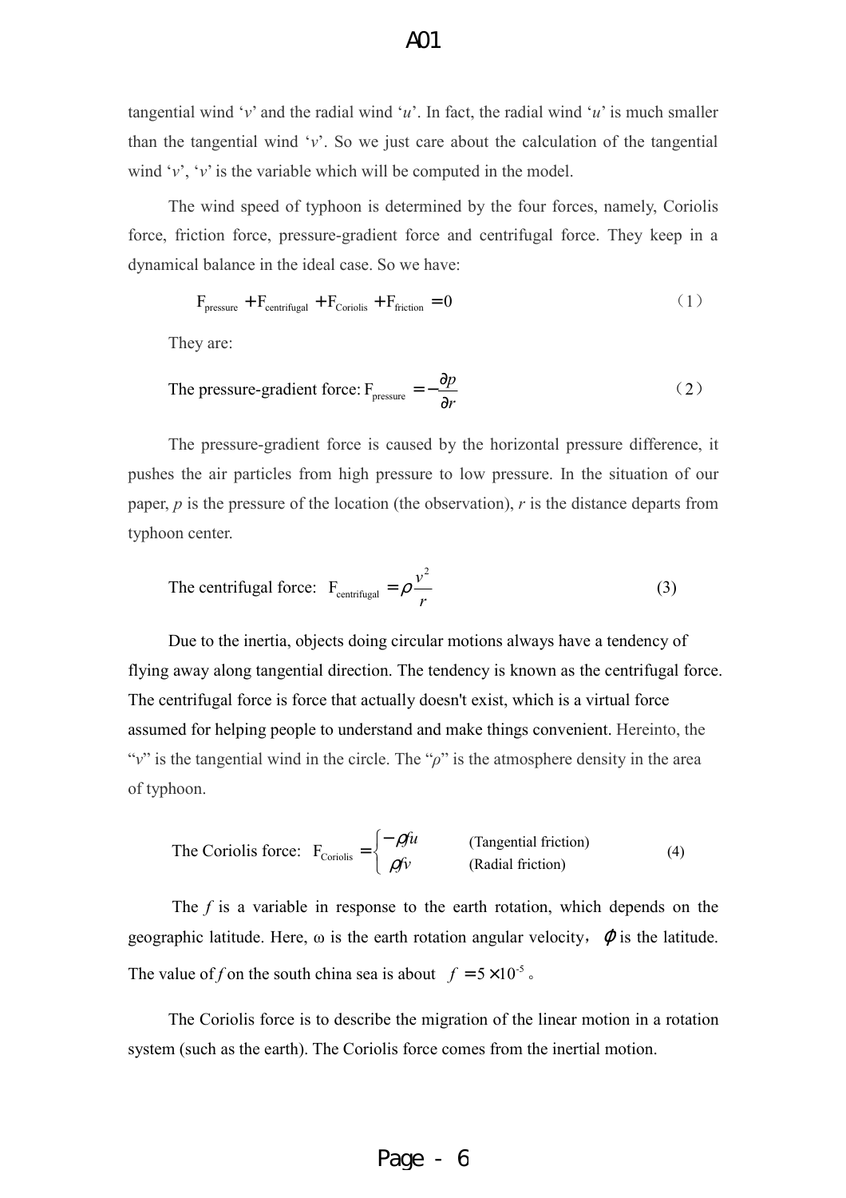tangential wind '*v*' and the radial wind '*u*'. In fact, the radial wind '*u*' is much smaller than the tangential wind '*v*'. So we just care about the calculation of the tangential wind '*v*', '*v*' is the variable which will be computed in the model.

The wind speed of typhoon is determined by the four forces, namely, Coriolis force, friction force, pressure-gradient force and centrifugal force. They keep in a dynamical balance in the ideal case. So we have:

$$F_{pressure} + F_{centrifugal} + F_{Coriolis} + F_{friction} = 0 \tag{1}$$

They are:

The pressure-gradient force: $$F_{pressure} = -\frac{\partial p}{\partial r} \tag{2}$$

The pressure-gradient force is caused by the horizontal pressure difference, it pushes the air particles from high pressure to low pressure. In the situation of our paper, *p* is the pressure of the location (the observation), *r* is the distance departs from typhoon center.

The centrifugal force: $$F_{centrifugal} = \rho\frac{v^2}{r} \tag{3}$$

Due to the inertia, objects doing circular motions always have a tendency of flying away along tangential direction. The tendency is known as the centrifugal force. The centrifugal force is force that actually doesn't exist, which is a virtual force assumed for helping people to understand and make things convenient. Hereinto, the "*v*" is the tangential wind in the circle. The "*ρ*" is the atmosphere density in the area of typhoon.

The Coriolis force: $$F_{Coriolis} = \begin{cases} -\rho f u & \text{(Tangential friction)} \\ \rho f v & \text{(Radial friction)} \end{cases} \tag{4}$$

The *f* is a variable in response to the earth rotation, which depends on the geographic latitude. Here, ω is the earth rotation angular velocity, $\varphi$ is the latitude. The value of *f* on the south china sea is about $f = 5\times10^{-5}$。

The Coriolis force is to describe the migration of the linear motion in a rotation system (such as the earth). The Coriolis force comes from the inertial motion.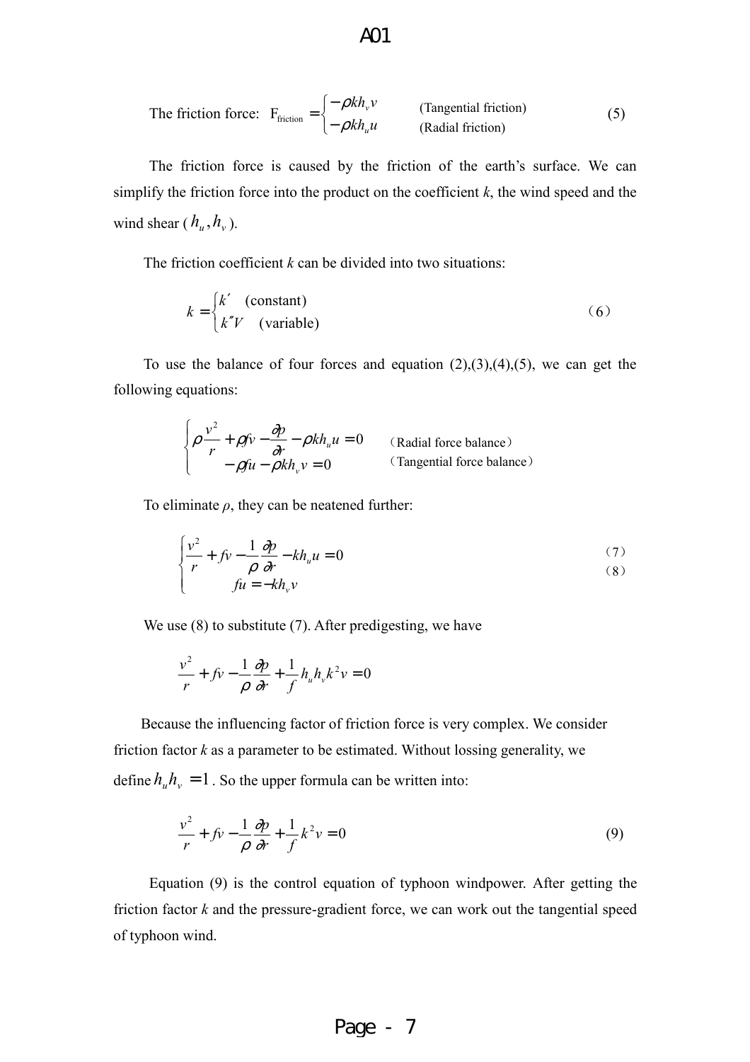The friction force: $$\mathrm{F}_{\text{friction}} = \begin{cases} -\rho k h_v v & \text{(Tangential friction)} \\ -\rho k h_u u & \text{(Radial friction)} \end{cases} \tag{5}$$

The friction force is caused by the friction of the earth's surface. We can simplify the friction force into the product on the coefficient *k*, the wind speed and the wind shear ($h_u, h_v$).

The friction coefficient *k* can be divided into two situations:

$$k = \begin{cases} k' & \text{(constant)} \\ k''V & \text{(variable)} \end{cases} \tag{6}$$

To use the balance of four forces and equation (2),(3),(4),(5), we can get the following equations:

$$\begin{cases} \rho \dfrac{v^2}{r} + \rho f v - \dfrac{\partial p}{\partial r} - \rho k h_u u = 0 & \text{(Radial force balance)} \\ -\rho f u - \rho k h_v v = 0 & \text{(Tangential force balance)} \end{cases}$$

To eliminate *ρ*, they can be neatened further:

$$\begin{cases} \dfrac{v^2}{r} + f v - \dfrac{1}{\rho}\dfrac{\partial p}{\partial r} - k h_u u = 0 & (7) \\ f u = -k h_v v & (8) \end{cases}$$

We use (8) to substitute (7). After predigesting, we have

$$\frac{v^2}{r} + f v - \frac{1}{\rho}\frac{\partial p}{\partial r} + \frac{1}{f} h_u h_v k^2 v = 0$$

Because the influencing factor of friction force is very complex. We consider friction factor *k* as a parameter to be estimated. Without lossing generality, we define $h_u h_v = 1$. So the upper formula can be written into:

$$\frac{v^2}{r} + f v - \frac{1}{\rho}\frac{\partial p}{\partial r} + \frac{1}{f} k^2 v = 0 \tag{9}$$

Equation (9) is the control equation of typhoon windpower. After getting the friction factor *k* and the pressure-gradient force, we can work out the tangential speed of typhoon wind.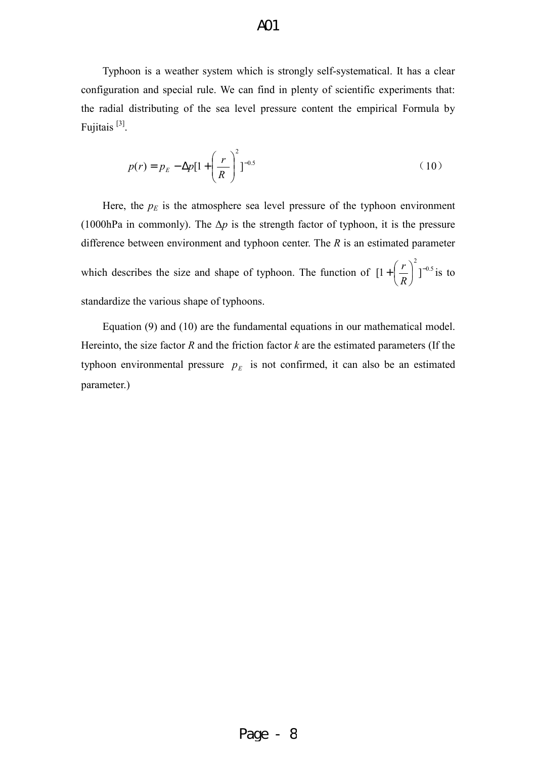Typhoon is a weather system which is strongly self-systematical. It has a clear configuration and special rule. We can find in plenty of scientific experiments that: the radial distributing of the sea level pressure content the empirical Formula by Fujitais [3].

$$p(r) = p_E - \Delta p[1 + \left(\frac{r}{R}\right)^2]^{-0.5} \tag{10}$$

Here, the $p_E$ is the atmosphere sea level pressure of the typhoon environment (1000hPa in commonly). The $\Delta p$ is the strength factor of typhoon, it is the pressure difference between environment and typhoon center. The $R$ is an estimated parameter which describes the size and shape of typhoon. The function of $[1 + \left(\frac{r}{R}\right)^2]^{-0.5}$ is to standardize the various shape of typhoons.

Equation (9) and (10) are the fundamental equations in our mathematical model. Hereinto, the size factor $R$ and the friction factor $k$ are the estimated parameters (If the typhoon environmental pressure $p_E$ is not confirmed, it can also be an estimated parameter.)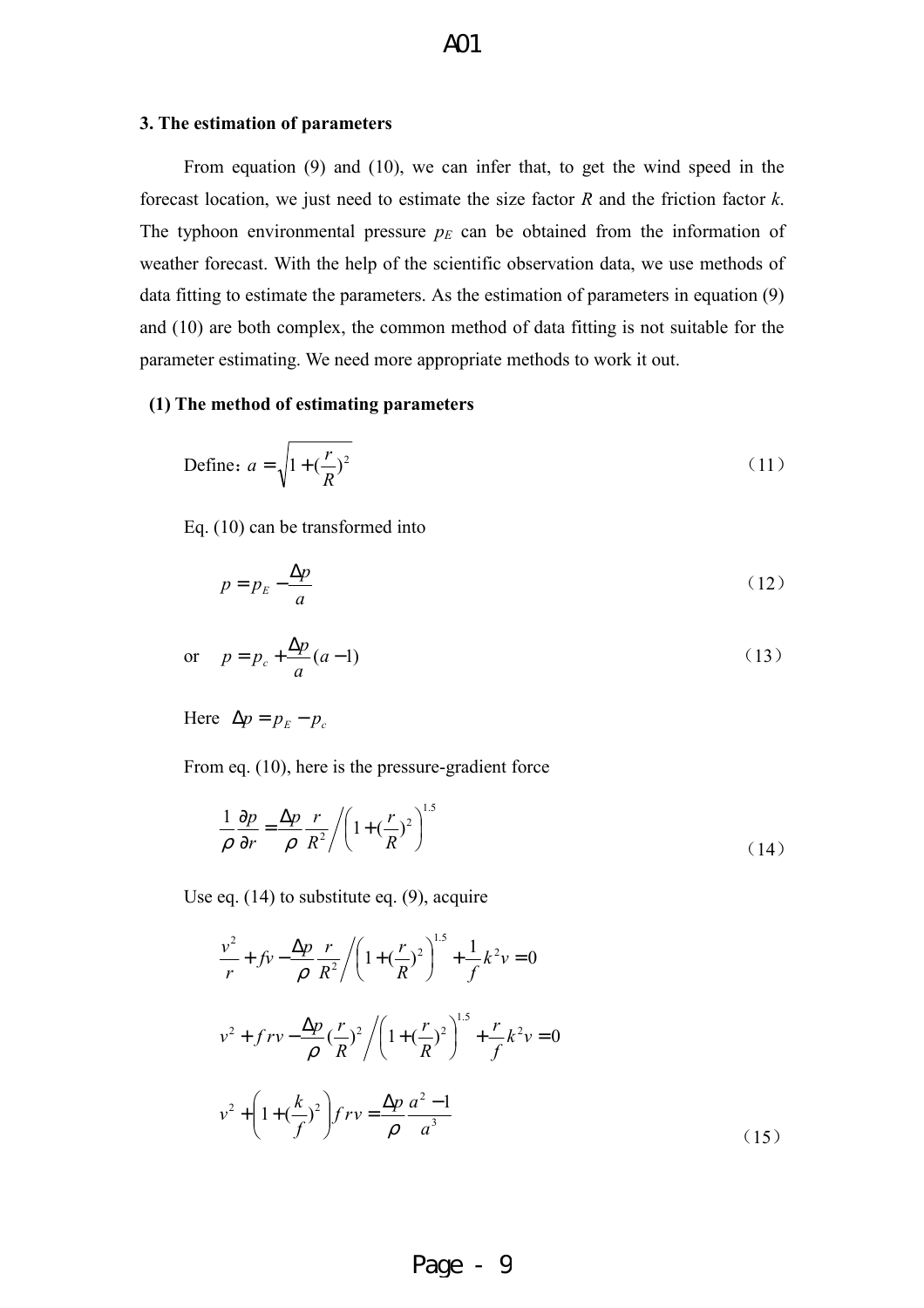### 3. The estimation of parameters

From equation (9) and (10), we can infer that, to get the wind speed in the forecast location, we just need to estimate the size factor *R* and the friction factor *k*. The typhoon environmental pressure $p_E$ can be obtained from the information of weather forecast. With the help of the scientific observation data, we use methods of data fitting to estimate the parameters. As the estimation of parameters in equation (9) and (10) are both complex, the common method of data fitting is not suitable for the parameter estimating. We need more appropriate methods to work it out.

#### (1) The method of estimating parameters

Define：$a = \sqrt{1 + (\frac{r}{R})^2}$ （11）

Eq. (10) can be transformed into

$$p = p_E - \frac{\Delta p}{a} \tag{12}$$

or

$$p = p_c + \frac{\Delta p}{a}(a - 1) \tag{13}$$

Here $\Delta p = p_E - p_c$

From eq. (10), here is the pressure-gradient force

$$\frac{1}{\rho}\frac{\partial p}{\partial r} = \frac{\Delta p}{\rho}\frac{r}{R^2} \Big/ \left(1 + (\frac{r}{R})^2\right)^{1.5} \tag{14}$$

Use eq. (14) to substitute eq. (9), acquire

$$\frac{v^2}{r} + fv - \frac{\Delta p}{\rho}\frac{r}{R^2} \Big/ \left(1 + (\frac{r}{R})^2\right)^{1.5} + \frac{1}{f}k^2 v = 0$$

$$v^2 + frv - \frac{\Delta p}{\rho}(\frac{r}{R})^2 \Big/ \left(1 + (\frac{r}{R})^2\right)^{1.5} + \frac{r}{f}k^2 v = 0$$

$$v^2 + \left(1 + (\frac{k}{f})^2\right) frv = \frac{\Delta p}{\rho}\frac{a^2 - 1}{a^3} \tag{15}$$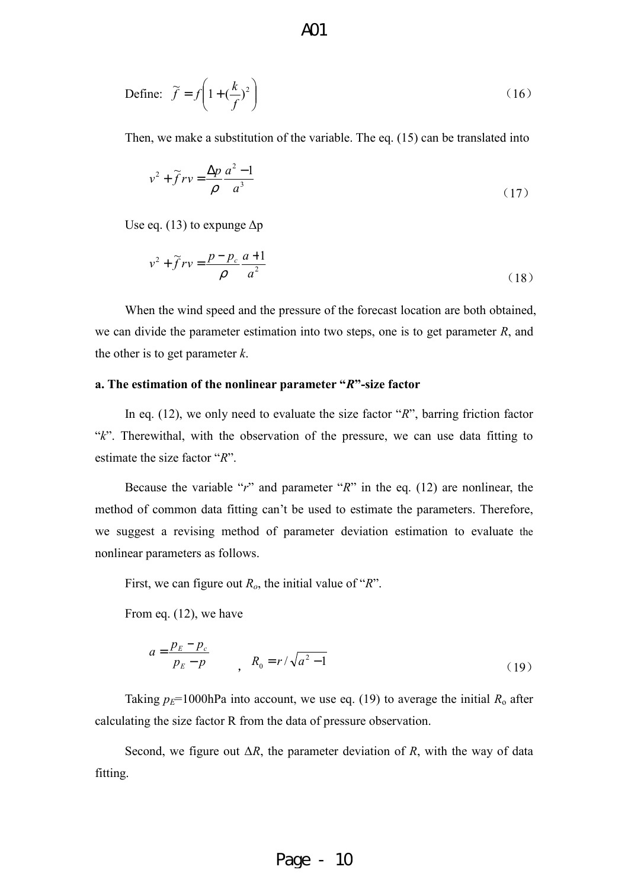Define: $\widetilde{f} = f\left(1 + (\frac{k}{f})^2\right)$ (16)

Then, we make a substitution of the variable. The eq. (15) can be translated into

$$v^2 + \widetilde{f} rv = \frac{\Delta p}{\rho} \frac{a^2 - 1}{a^3} \tag{17}$$

Use eq. (13) to expunge Δp

$$v^2 + \widetilde{f} rv = \frac{p - p_c}{\rho} \frac{a + 1}{a^2} \tag{18}$$

When the wind speed and the pressure of the forecast location are both obtained, we can divide the parameter estimation into two steps, one is to get parameter *R*, and the other is to get parameter *k*.

**a. The estimation of the nonlinear parameter "*R*"-size factor**

In eq. (12), we only need to evaluate the size factor "*R*", barring friction factor "*k*". Therewithal, with the observation of the pressure, we can use data fitting to estimate the size factor "*R*".

Because the variable "*r*" and parameter "*R*" in the eq. (12) are nonlinear, the method of common data fitting can't be used to estimate the parameters. Therefore, we suggest a revising method of parameter deviation estimation to evaluate the nonlinear parameters as follows.

First, we can figure out $R_o$, the initial value of "*R*".

From eq. (12), we have

$$a = \frac{p_E - p_c}{p_E - p}, \quad R_0 = r / \sqrt{a^2 - 1} \tag{19}$$

Taking $p_E$=1000hPa into account, we use eq. (19) to average the initial $R_o$ after calculating the size factor R from the data of pressure observation.

Second, we figure out Δ*R*, the parameter deviation of *R*, with the way of data fitting.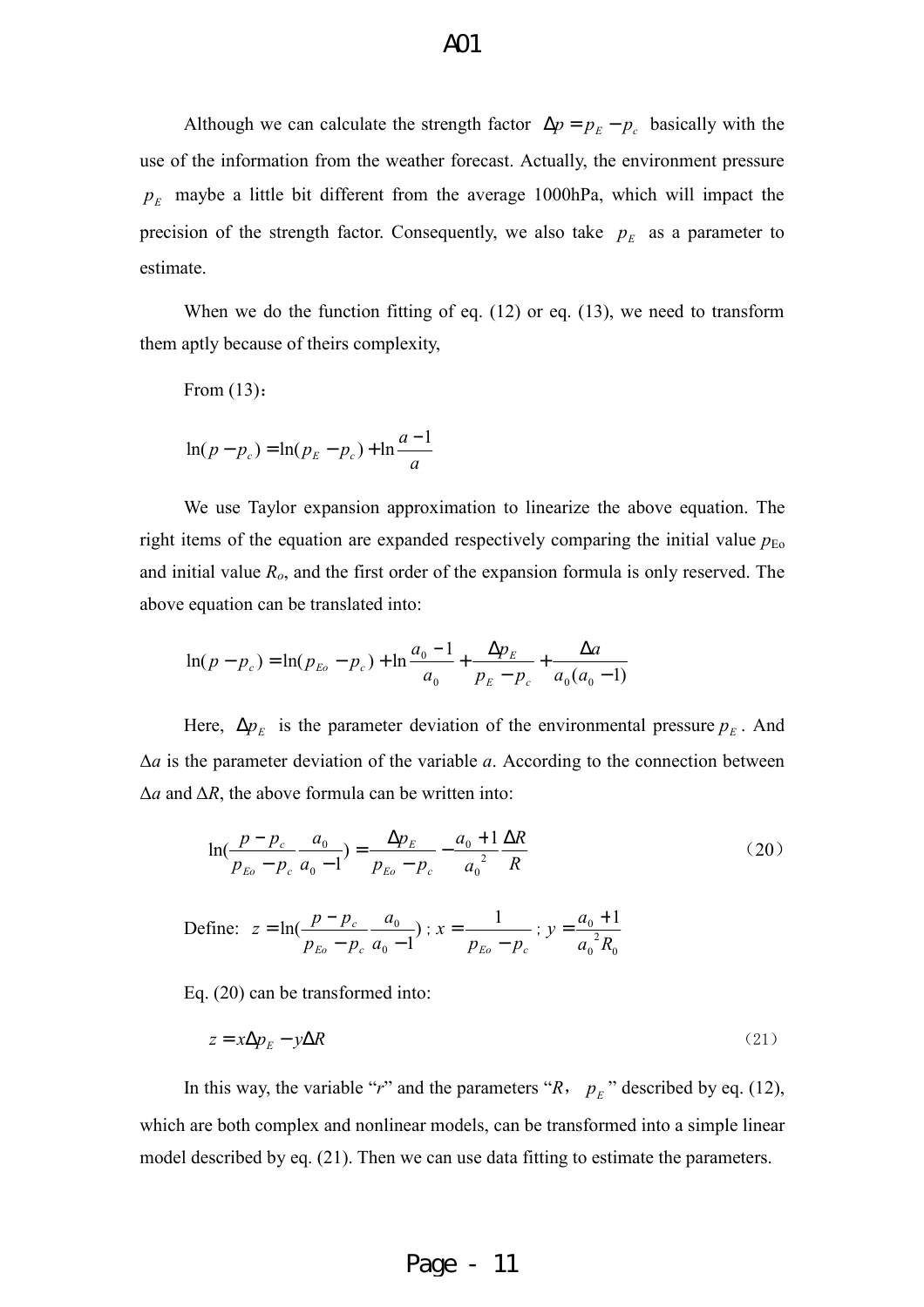Although we can calculate the strength factor $\Delta p = p_E - p_c$ basically with the use of the information from the weather forecast. Actually, the environment pressure $p_E$ maybe a little bit different from the average 1000hPa, which will impact the precision of the strength factor. Consequently, we also take $p_E$ as a parameter to estimate.

When we do the function fitting of eq. (12) or eq. (13), we need to transform them aptly because of theirs complexity,

From (13)：

$$\ln(p - p_c) = \ln(p_E - p_c) + \ln\frac{a-1}{a}$$

We use Taylor expansion approximation to linearize the above equation. The right items of the equation are expanded respectively comparing the initial value $p_{Eo}$ and initial value $R_o$, and the first order of the expansion formula is only reserved. The above equation can be translated into:

$$\ln(p - p_c) = \ln(p_{Eo} - p_c) + \ln\frac{a_0 - 1}{a_0} + \frac{\Delta p_E}{p_E - p_c} + \frac{\Delta a}{a_0(a_0 - 1)}$$

Here, $\Delta p_E$ is the parameter deviation of the environmental pressure $p_E$. And $\Delta a$ is the parameter deviation of the variable $a$. According to the connection between $\Delta a$ and $\Delta R$, the above formula can be written into:

$$\ln\left(\frac{p - p_c}{p_{Eo} - p_c}\frac{a_0}{a_0 - 1}\right) = \frac{\Delta p_E}{p_{Eo} - p_c} - \frac{a_0 + 1}{a_0^{\ 2}}\frac{\Delta R}{R} \tag{20}$$

Define: $z = \ln\left(\frac{p - p_c}{p_{Eo} - p_c}\frac{a_0}{a_0 - 1}\right)$ ; $x = \frac{1}{p_{Eo} - p_c}$ ; $y = \frac{a_0 + 1}{a_0^{\ 2} R_0}$

Eq. (20) can be transformed into:

$$z = x\Delta p_E - y\Delta R \tag{21}$$

In this way, the variable "$r$" and the parameters "$R$， $p_E$" described by eq. (12), which are both complex and nonlinear models, can be transformed into a simple linear model described by eq. (21). Then we can use data fitting to estimate the parameters.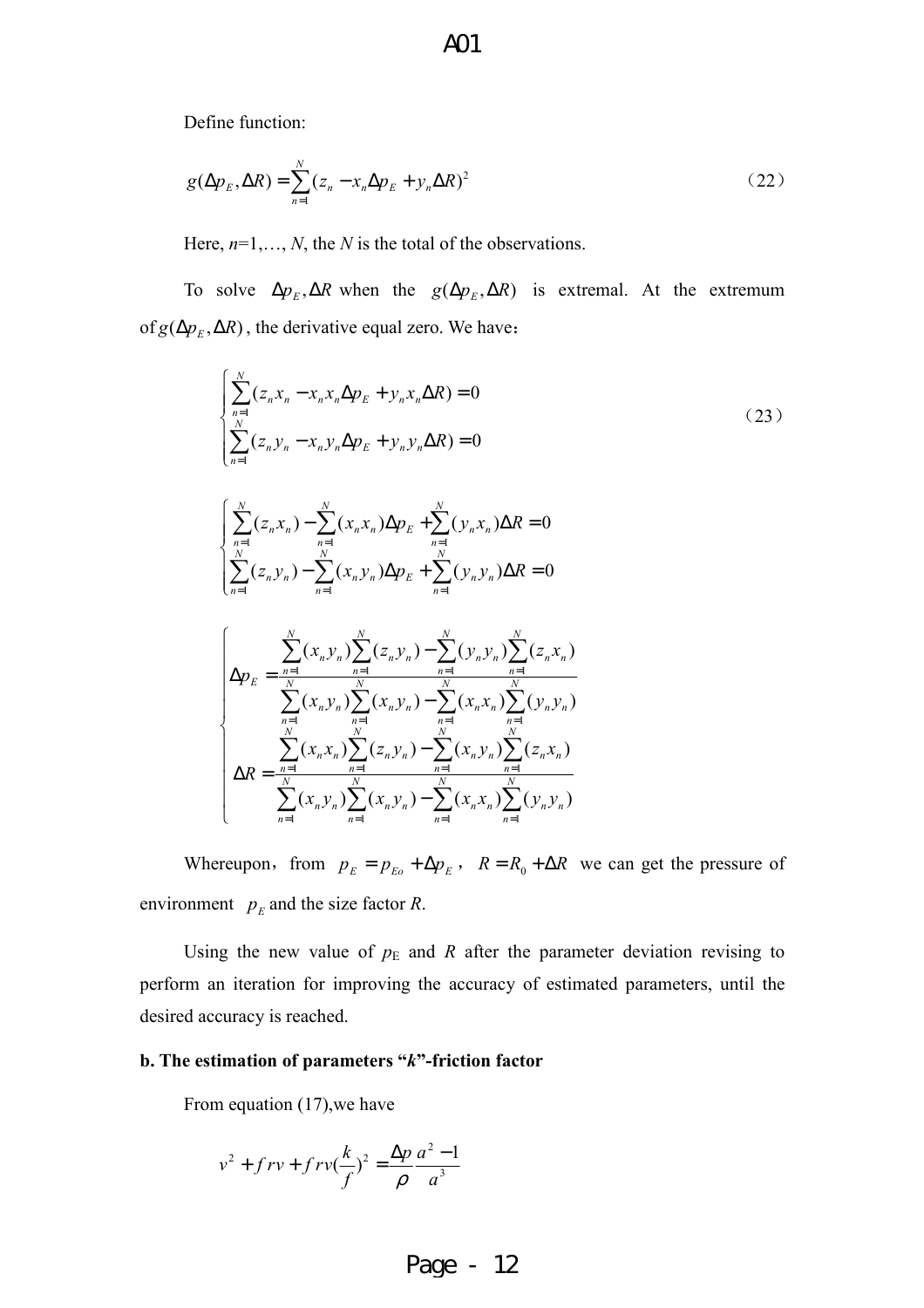Define function:

$$g(\Delta p_E, \Delta R) = \sum_{n=1}^{N} (z_n - x_n \Delta p_E + y_n \Delta R)^2 \tag{22}$$

Here, $n$=1,…, $N$, the $N$ is the total of the observations.

To solve $\Delta p_E, \Delta R$ when the $g(\Delta p_E, \Delta R)$ is extremal. At the extremum of $g(\Delta p_E, \Delta R)$, the derivative equal zero. We have：

$$\begin{cases} \sum_{n=1}^{N} (z_n x_n - x_n x_n \Delta p_E + y_n x_n \Delta R) = 0 \\ \sum_{n=1}^{N} (z_n y_n - x_n y_n \Delta p_E + y_n y_n \Delta R) = 0 \end{cases} \tag{23}$$

$$\begin{cases} \sum_{n=1}^{N} (z_n x_n) - \sum_{n=1}^{N} (x_n x_n) \Delta p_E + \sum_{n=1}^{N} (y_n x_n) \Delta R = 0 \\ \sum_{n=1}^{N} (z_n y_n) - \sum_{n=1}^{N} (x_n y_n) \Delta p_E + \sum_{n=1}^{N} (y_n y_n) \Delta R = 0 \end{cases}$$

$$\begin{cases} \Delta p_E = \dfrac{\sum_{n=1}^{N} (x_n y_n) \sum_{n=1}^{N} (z_n y_n) - \sum_{n=1}^{N} (y_n y_n) \sum_{n=1}^{N} (z_n x_n)}{\sum_{n=1}^{N} (x_n y_n) \sum_{n=1}^{N} (x_n y_n) - \sum_{n=1}^{N} (x_n x_n) \sum_{n=1}^{N} (y_n y_n)} \\ \Delta R = \dfrac{\sum_{n=1}^{N} (x_n x_n) \sum_{n=1}^{N} (z_n y_n) - \sum_{n=1}^{N} (x_n y_n) \sum_{n=1}^{N} (z_n x_n)}{\sum_{n=1}^{N} (x_n y_n) \sum_{n=1}^{N} (x_n y_n) - \sum_{n=1}^{N} (x_n x_n) \sum_{n=1}^{N} (y_n y_n)} \end{cases}$$

Whereupon，from $p_E = p_{Eo} + \Delta p_E$， $R = R_0 + \Delta R$ we can get the pressure of environment $p_E$ and the size factor $R$.

Using the new value of $p_E$ and $R$ after the parameter deviation revising to perform an iteration for improving the accuracy of estimated parameters, until the desired accuracy is reached.

**b. The estimation of parameters "*k*"-friction factor**

From equation (17),we have

$$v^2 + f r v + f r v \left(\frac{k}{f}\right)^2 = \frac{\Delta p}{\rho} \frac{a^2 - 1}{a^3}$$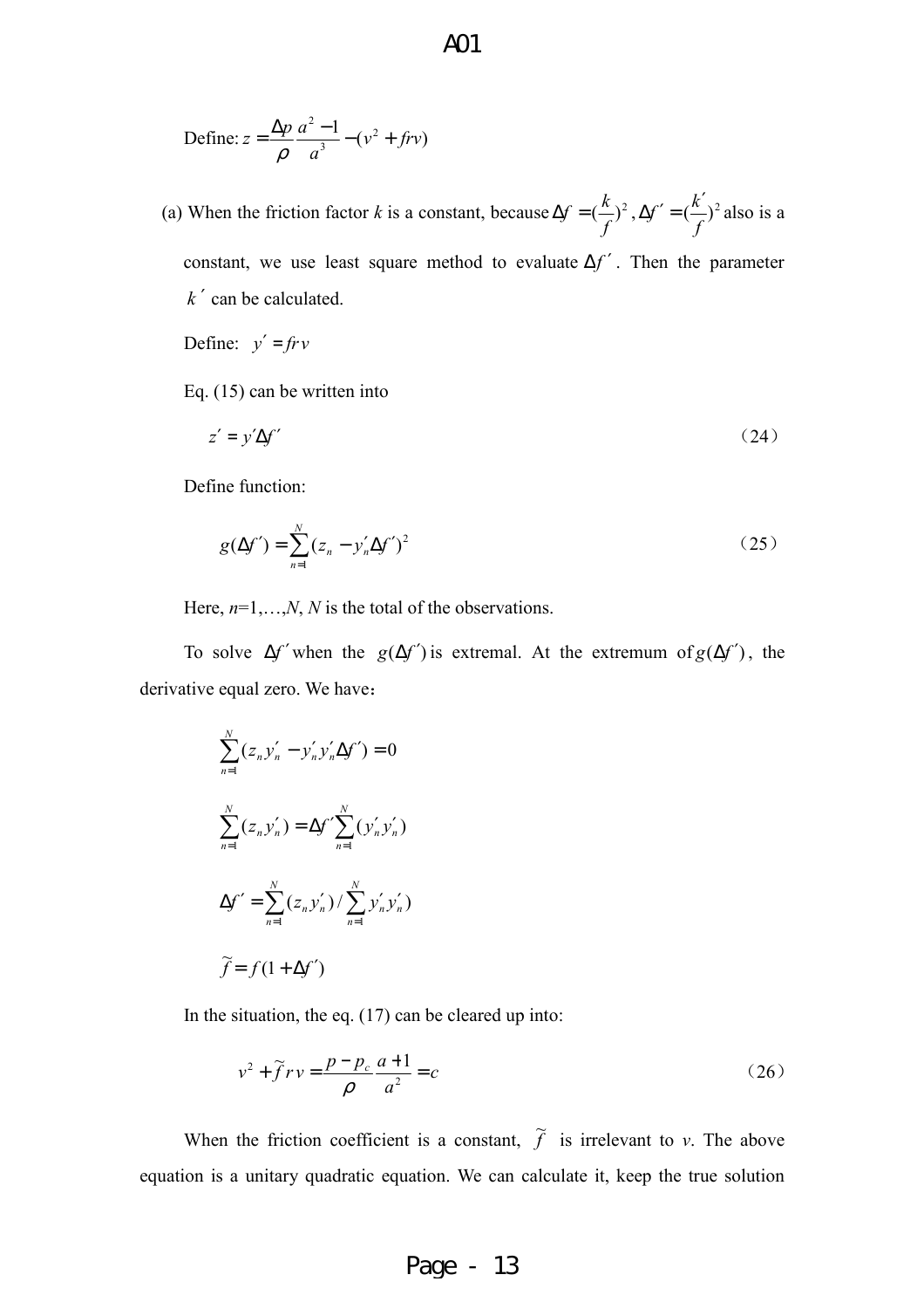Define: $z = \dfrac{\Delta p}{\rho} \dfrac{a^2 - 1}{a^3} - (v^2 + frv)$

(a) When the friction factor $k$ is a constant, because $\Delta f = (\dfrac{k}{f})^2$, $\Delta f' = (\dfrac{k'}{f})^2$ also is a constant, we use least square method to evaluate $\Delta f'$. Then the parameter $k'$ can be calculated.

Define: $y' = frv$

Eq. (15) can be written into

$$z' = y' \Delta f' \tag{24}$$

Define function:

$$g(\Delta f') = \sum_{n=1}^{N} (z_n - y_n' \Delta f')^2 \tag{25}$$

Here, $n$=1,…,$N$, $N$ is the total of the observations.

To solve $\Delta f'$ when the $g(\Delta f')$ is extremal. At the extremum of $g(\Delta f')$, the derivative equal zero. We have：

$$\sum_{n=1}^{N} (z_n y_n' - y_n' y_n' \Delta f') = 0$$

$$\sum_{n=1}^{N} (z_n y_n') = \Delta f' \sum_{n=1}^{N} (y_n' y_n')$$

$$\Delta f' = \sum_{n=1}^{N} (z_n y_n') / \sum_{n=1}^{N} y_n' y_n')$$

$$\tilde{f} = f(1 + \Delta f')$$

In the situation, the eq. (17) can be cleared up into:

$$v^2 + \tilde{f} r v = \frac{p - p_c}{\rho} \frac{a + 1}{a^2} = c \tag{26}$$

When the friction coefficient is a constant, $\tilde{f}$ is irrelevant to $v$. The above equation is a unitary quadratic equation. We can calculate it, keep the true solution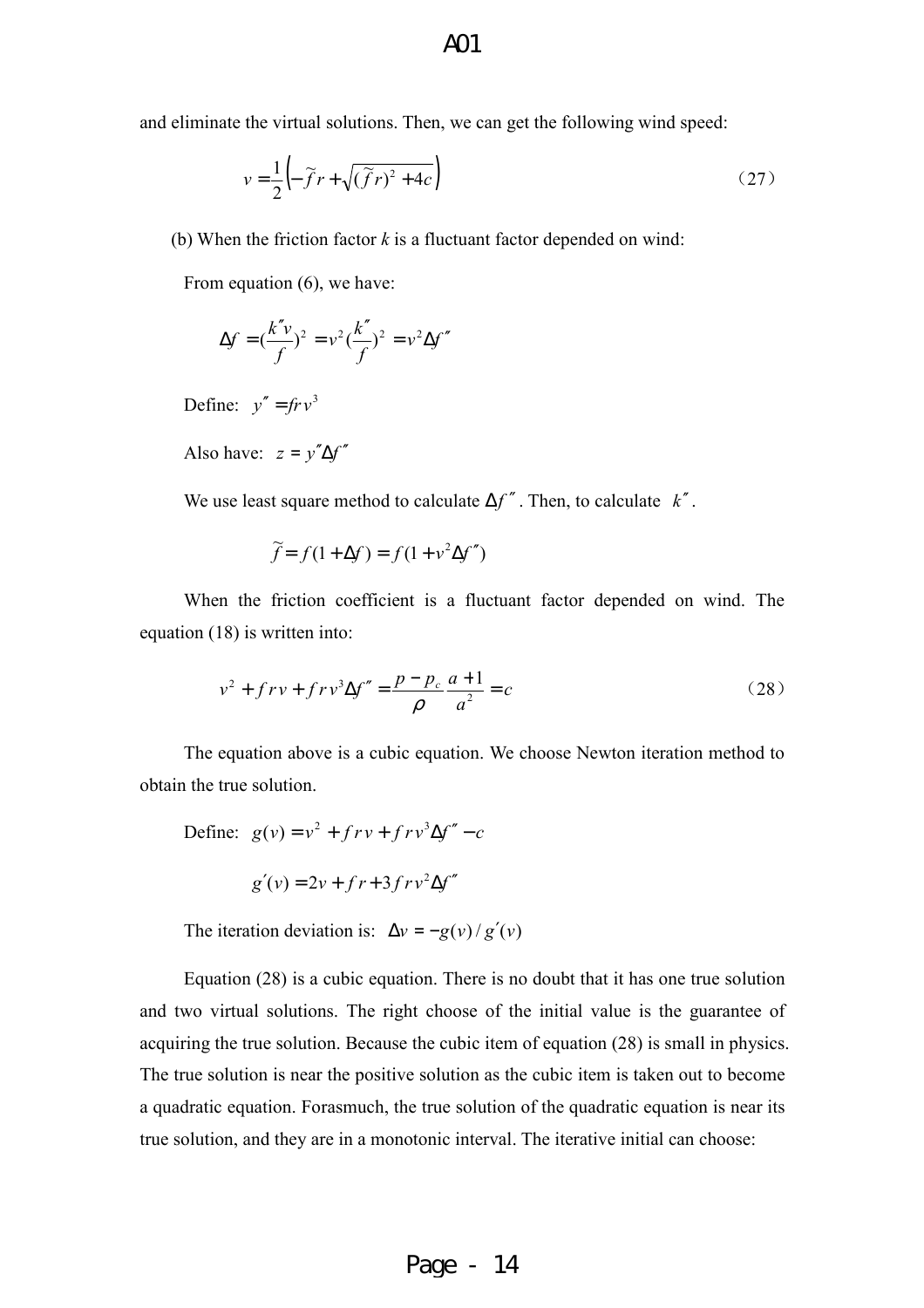and eliminate the virtual solutions. Then, we can get the following wind speed:

$$v = \frac{1}{2}\left(-\widetilde{f}r + \sqrt{(\widetilde{f}r)^2 + 4c}\right) \tag{27}$$

(b) When the friction factor $k$ is a fluctuant factor depended on wind:

From equation (6), we have:

$$\Delta f = (\frac{k''v}{f})^2 = v^2(\frac{k''}{f})^2 = v^2\Delta f''$$

Define: $y'' = frv^3$

Also have: $z = y''\Delta f''$

We use least square method to calculate $\Delta f''$. Then, to calculate $k''$.

$$\widetilde{f} = f(1+\Delta f) = f(1+v^2\Delta f'')$$

When the friction coefficient is a fluctuant factor depended on wind. The equation (18) is written into:

$$v^2 + frv + frv^3\Delta f'' = \frac{p - p_c}{\rho}\frac{a+1}{a^2} = c \tag{28}$$

The equation above is a cubic equation. We choose Newton iteration method to obtain the true solution.

Define: $g(v) = v^2 + frv + frv^3\Delta f'' - c$

$$g'(v) = 2v + fr + 3frv^2\Delta f''$$

The iteration deviation is: $\Delta v = -g(v)/g'(v)$

Equation (28) is a cubic equation. There is no doubt that it has one true solution and two virtual solutions. The right choose of the initial value is the guarantee of acquiring the true solution. Because the cubic item of equation (28) is small in physics. The true solution is near the positive solution as the cubic item is taken out to become a quadratic equation. Forasmuch, the true solution of the quadratic equation is near its true solution, and they are in a monotonic interval. The iterative initial can choose: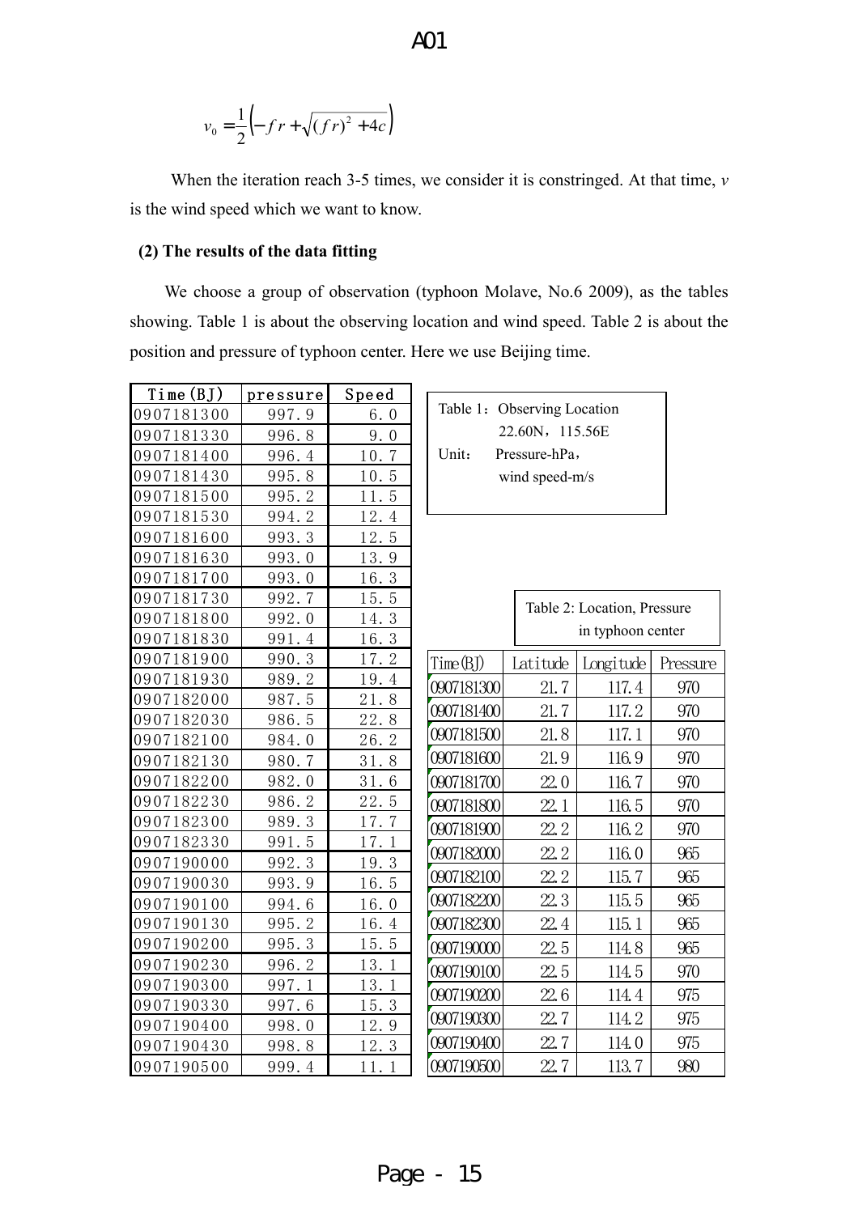$$v_0 = \frac{1}{2}\left(-fr + \sqrt{(fr)^2 + 4c}\right)$$

When the iteration reach 3-5 times, we consider it is constringed. At that time, $v$ is the wind speed which we want to know.

**(2) The results of the data fitting**

We choose a group of observation (typhoon Molave, No.6 2009), as the tables showing. Table 1 is about the observing location and wind speed. Table 2 is about the position and pressure of typhoon center. Here we use Beijing time.

Table 1: Observing Location 22.60N，115.56E
Unit: Pressure-hPa，wind speed-m/s

| Time(BJ) | pressure | Speed |
|---|---|---|
| 0907181300 | 997.9 | 6.0 |
| 0907181330 | 996.8 | 9.0 |
| 0907181400 | 996.4 | 10.7 |
| 0907181430 | 995.8 | 10.5 |
| 0907181500 | 995.2 | 11.5 |
| 0907181530 | 994.2 | 12.4 |
| 0907181600 | 993.3 | 12.5 |
| 0907181630 | 993.0 | 13.9 |
| 0907181700 | 993.0 | 16.3 |
| 0907181730 | 992.7 | 15.5 |
| 0907181800 | 992.0 | 14.3 |
| 0907181830 | 991.4 | 16.3 |
| 0907181900 | 990.3 | 17.2 |
| 0907181930 | 989.2 | 19.4 |
| 0907182000 | 987.5 | 21.8 |
| 0907182030 | 986.5 | 22.8 |
| 0907182100 | 984.0 | 26.2 |
| 0907182130 | 980.7 | 31.8 |
| 0907182200 | 982.0 | 31.6 |
| 0907182230 | 986.2 | 22.5 |
| 0907182300 | 989.3 | 17.7 |
| 0907182330 | 991.5 | 17.1 |
| 0907190000 | 992.3 | 19.3 |
| 0907190030 | 993.9 | 16.5 |
| 0907190100 | 994.6 | 16.0 |
| 0907190130 | 995.2 | 16.4 |
| 0907190200 | 995.3 | 15.5 |
| 0907190230 | 996.2 | 13.1 |
| 0907190300 | 997.1 | 13.1 |
| 0907190330 | 997.6 | 15.3 |
| 0907190400 | 998.0 | 12.9 |
| 0907190430 | 998.8 | 12.3 |
| 0907190500 | 999.4 | 11.1 |

Table 2: Location, Pressure in typhoon center

| Time(BJ) | Latitude | Longitude | Pressure |
|---|---|---|---|
| 0907181300 | 21.7 | 117.4 | 970 |
| 0907181400 | 21.7 | 117.2 | 970 |
| 0907181500 | 21.8 | 117.1 | 970 |
| 0907181600 | 21.9 | 116.9 | 970 |
| 0907181700 | 22.0 | 116.7 | 970 |
| 0907181800 | 22.1 | 116.5 | 970 |
| 0907181900 | 22.2 | 116.2 | 970 |
| 0907182000 | 22.2 | 116.0 | 965 |
| 0907182100 | 22.2 | 115.7 | 965 |
| 0907182200 | 22.3 | 115.5 | 965 |
| 0907182300 | 22.4 | 115.1 | 965 |
| 0907190000 | 22.5 | 114.8 | 965 |
| 0907190100 | 22.5 | 114.5 | 970 |
| 0907190200 | 22.6 | 114.4 | 975 |
| 0907190300 | 22.7 | 114.2 | 975 |
| 0907190400 | 22.7 | 114.0 | 975 |
| 0907190500 | 22.7 | 113.7 | 980 |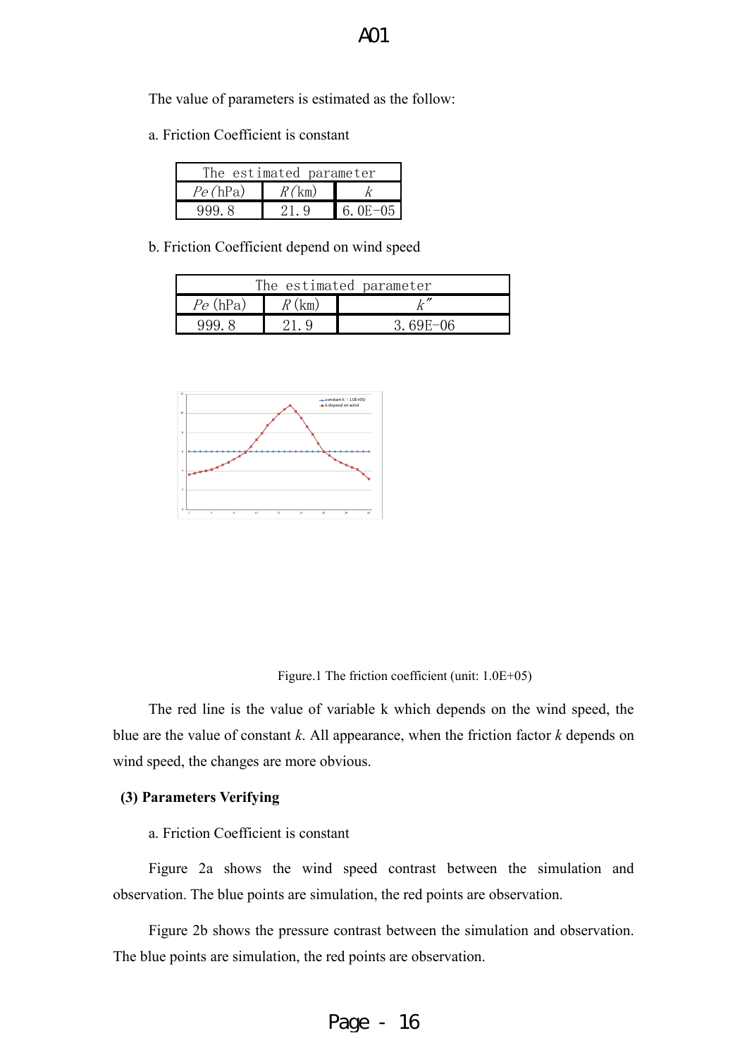The value of parameters is estimated as the follow:

a. Friction Coefficient is constant

| The estimated parameter | | |
|---|---|---|
| *Pe* (hPa) | *R* (km) | *k* |
| 999.8 | 21.9 | 6.0E-05 |

b. Friction Coefficient depend on wind speed

| The estimated parameter | | |
|---|---|---|
| *Pe* (hPa) | *R* (km) | $k''$ |
| 999.8 | 21.9 | 3.69E-06 |

Figure.1 The friction coefficient (unit: 1.0E+05)

The red line is the value of variable k which depends on the wind speed, the blue are the value of constant *k*. All appearance, when the friction factor *k* depends on wind speed, the changes are more obvious.

**(3) Parameters Verifying**

a. Friction Coefficient is constant

Figure 2a shows the wind speed contrast between the simulation and observation. The blue points are simulation, the red points are observation.

Figure 2b shows the pressure contrast between the simulation and observation. The blue points are simulation, the red points are observation.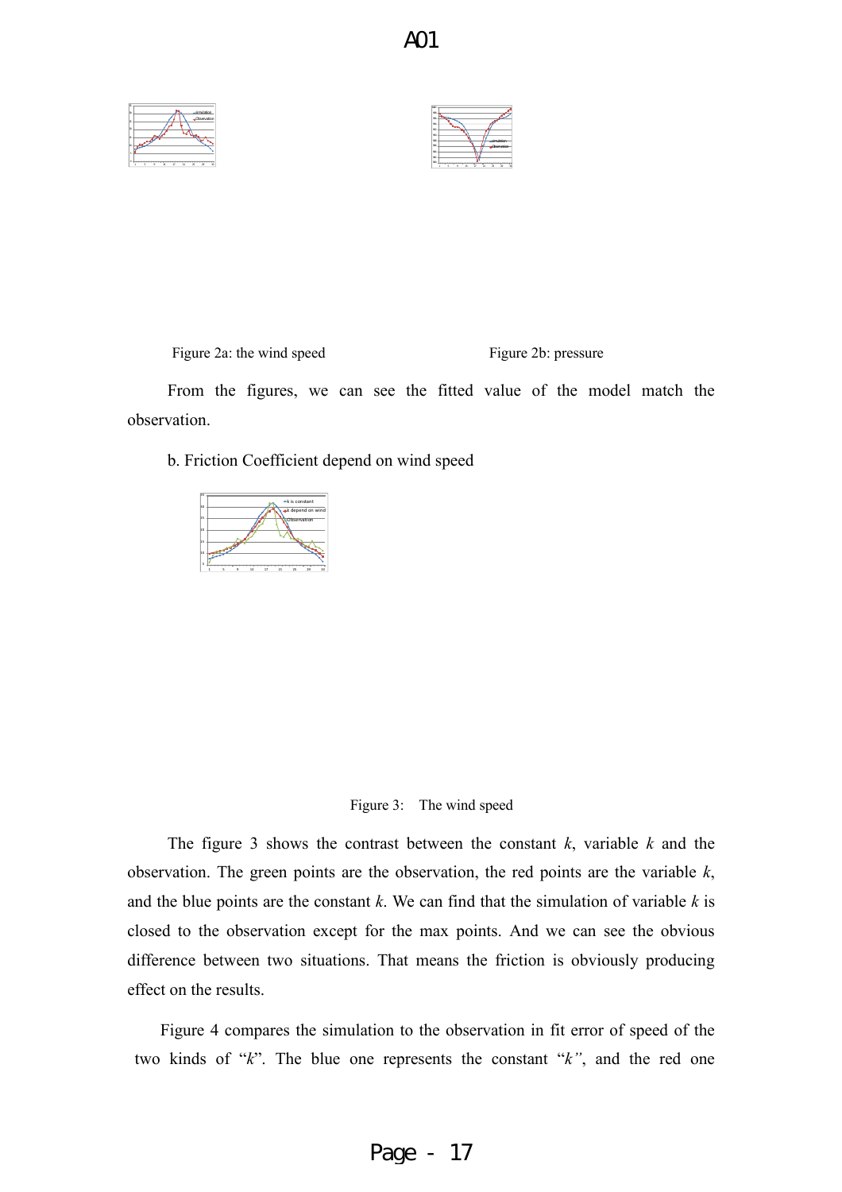Figure 2a: the wind speed

Figure 2b: pressure

From the figures, we can see the fitted value of the model match the observation.

b. Friction Coefficient depend on wind speed

Figure 3: The wind speed

The figure 3 shows the contrast between the constant *k*, variable *k* and the observation. The green points are the observation, the red points are the variable *k*, and the blue points are the constant *k*. We can find that the simulation of variable *k* is closed to the observation except for the max points. And we can see the obvious difference between two situations. That means the friction is obviously producing effect on the results.

Figure 4 compares the simulation to the observation in fit error of speed of the two kinds of "*k*". The blue one represents the constant "*k"*, and the red one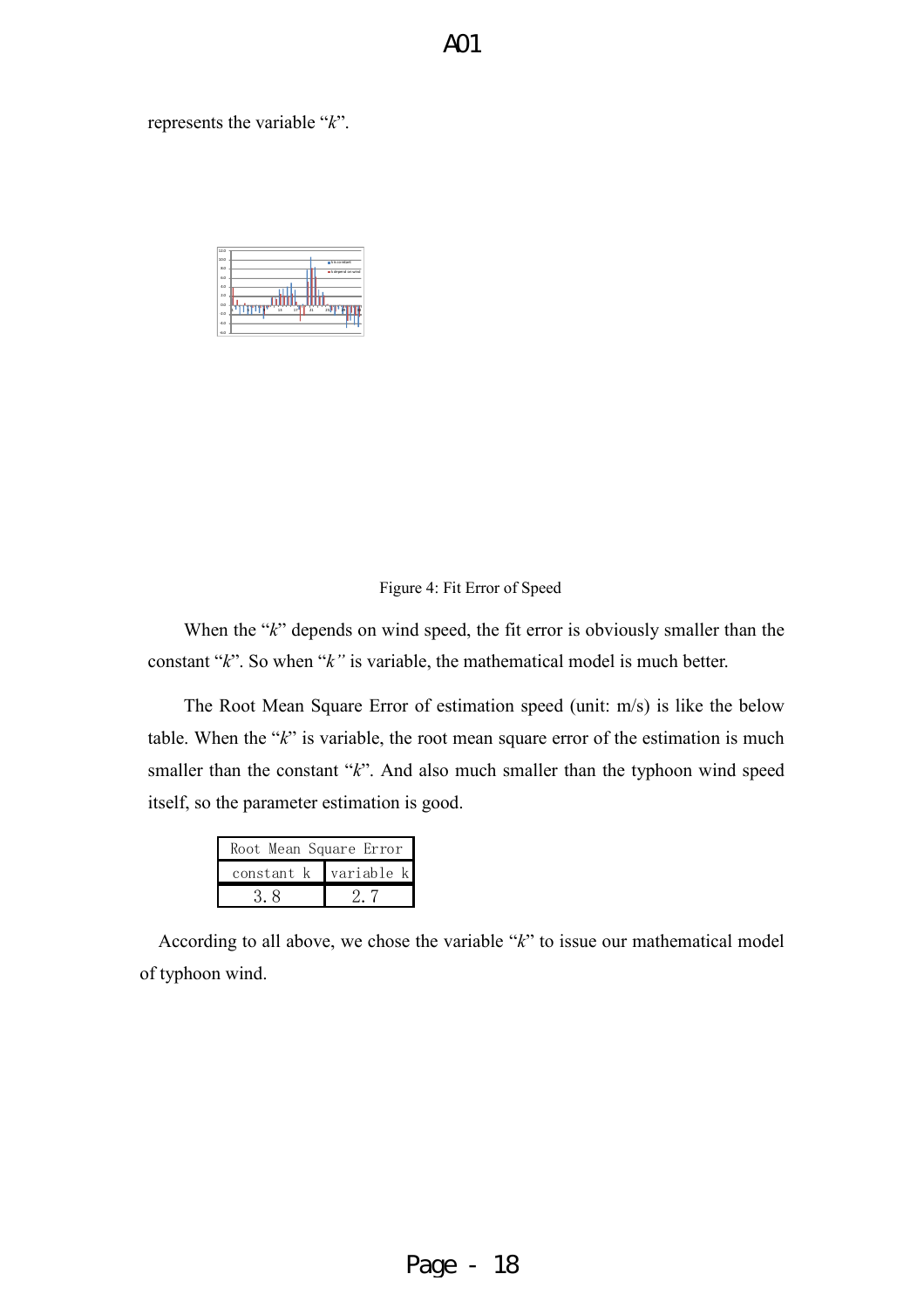represents the variable “$k$”.

Figure 4: Fit Error of Speed

When the “$k$” depends on wind speed, the fit error is obviously smaller than the constant “$k$”. So when “$k$” is variable, the mathematical model is much better.

The Root Mean Square Error of estimation speed (unit: m/s) is like the below table. When the “$k$” is variable, the root mean square error of the estimation is much smaller than the constant “$k$”. And also much smaller than the typhoon wind speed itself, so the parameter estimation is good.

| Root Mean Square Error | |
|---|---|
| constant k | variable k |
| 3.8 | 2.7 |

According to all above, we chose the variable “$k$” to issue our mathematical model of typhoon wind.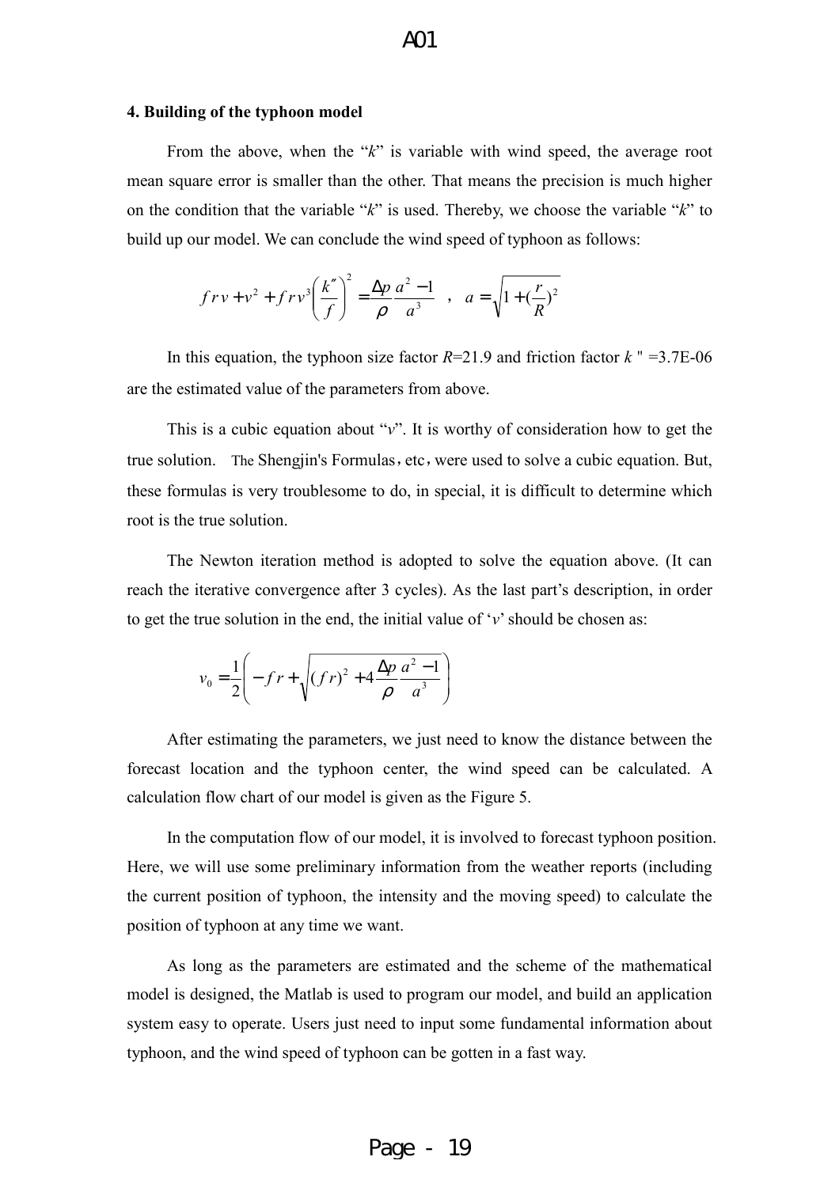**4. Building of the typhoon model**

From the above, when the "*k*" is variable with wind speed, the average root mean square error is smaller than the other. That means the precision is much higher on the condition that the variable "*k*" is used. Thereby, we choose the variable "*k*" to build up our model. We can conclude the wind speed of typhoon as follows:

$$frv + v^2 + frv^3\left(\frac{k''}{f}\right)^2 = \frac{\Delta p}{\rho}\frac{a^2 - 1}{a^3} \quad , \quad a = \sqrt{1 + (\frac{r}{R})^2}$$

In this equation, the typhoon size factor $R$=21.9 and friction factor $k''$ =3.7E-06 are the estimated value of the parameters from above.

This is a cubic equation about "*v*". It is worthy of consideration how to get the true solution. The Shengjin's Formulas，etc，were used to solve a cubic equation. But, these formulas is very troublesome to do, in special, it is difficult to determine which root is the true solution.

The Newton iteration method is adopted to solve the equation above. (It can reach the iterative convergence after 3 cycles). As the last part's description, in order to get the true solution in the end, the initial value of '*v*' should be chosen as:

$$v_0 = \frac{1}{2}\left(-fr + \sqrt{(fr)^2 + 4\frac{\Delta p}{\rho}\frac{a^2 - 1}{a^3}}\right)$$

After estimating the parameters, we just need to know the distance between the forecast location and the typhoon center, the wind speed can be calculated. A calculation flow chart of our model is given as the Figure 5.

In the computation flow of our model, it is involved to forecast typhoon position. Here, we will use some preliminary information from the weather reports (including the current position of typhoon, the intensity and the moving speed) to calculate the position of typhoon at any time we want.

As long as the parameters are estimated and the scheme of the mathematical model is designed, the Matlab is used to program our model, and build an application system easy to operate. Users just need to input some fundamental information about typhoon, and the wind speed of typhoon can be gotten in a fast way.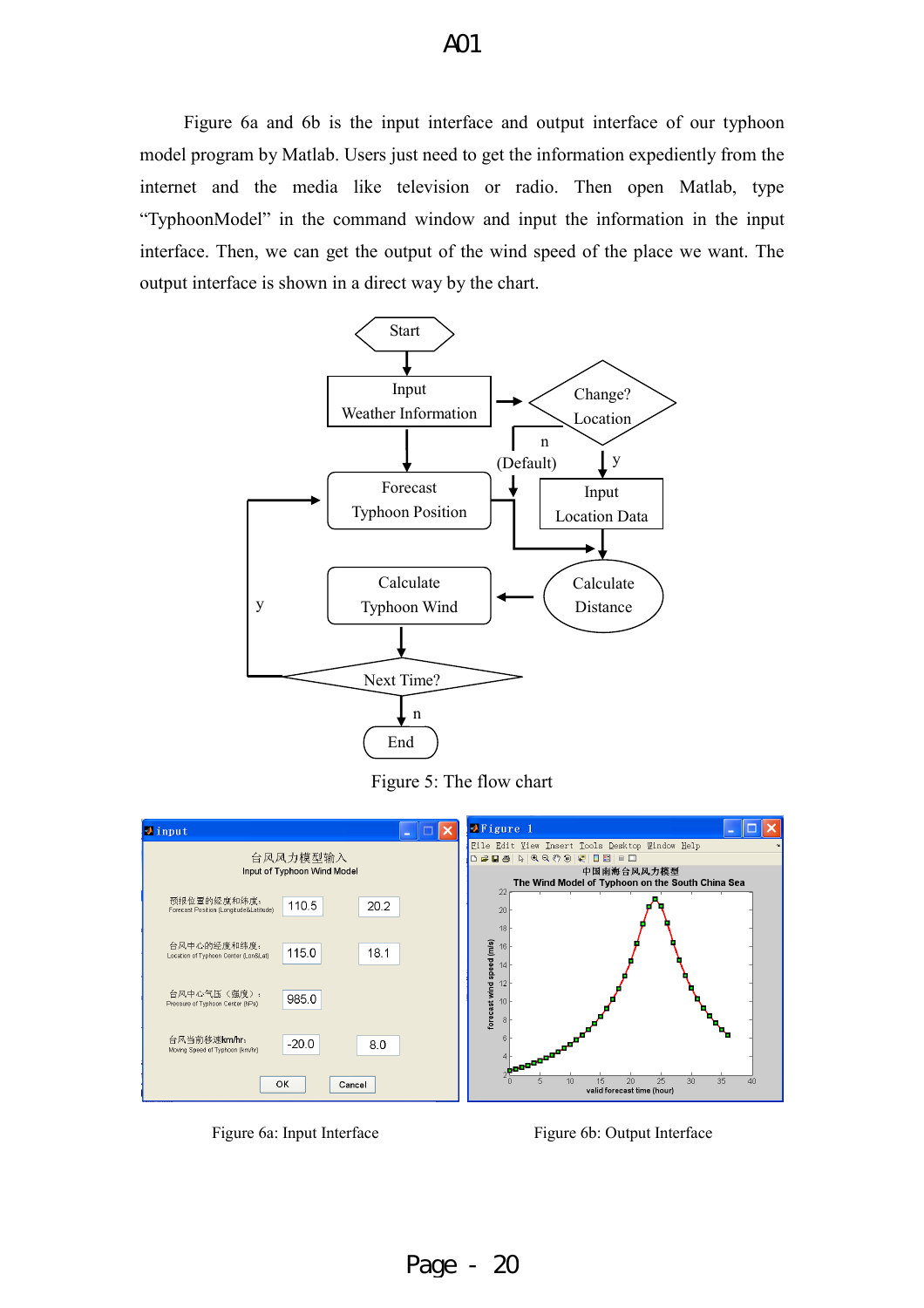Figure 6a and 6b is the input interface and output interface of our typhoon model program by Matlab. Users just need to get the information expediently from the internet and the media like television or radio. Then open Matlab, type "TyphoonModel" in the command window and input the information in the input interface. Then, we can get the output of the wind speed of the place we want. The output interface is shown in a direct way by the chart.

Figure 5: The flow chart

Figure 6a: Input Interface

Figure 6b: Output Interface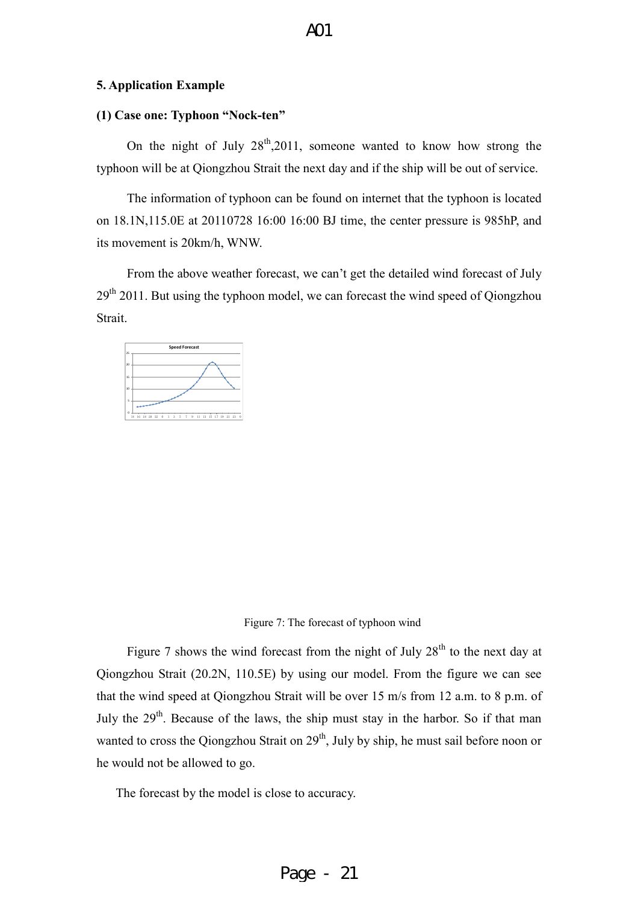## 5. Application Example

### (1) Case one: Typhoon "Nock-ten"

On the night of July 28th,2011, someone wanted to know how strong the typhoon will be at Qiongzhou Strait the next day and if the ship will be out of service.

The information of typhoon can be found on internet that the typhoon is located on 18.1N,115.0E at 20110728 16:00 16:00 BJ time, the center pressure is 985hP, and its movement is 20km/h, WNW.

From the above weather forecast, we can't get the detailed wind forecast of July 29th 2011. But using the typhoon model, we can forecast the wind speed of Qiongzhou Strait.

Figure 7: The forecast of typhoon wind

Figure 7 shows the wind forecast from the night of July 28th to the next day at Qiongzhou Strait (20.2N, 110.5E) by using our model. From the figure we can see that the wind speed at Qiongzhou Strait will be over 15 m/s from 12 a.m. to 8 p.m. of July the 29th. Because of the laws, the ship must stay in the harbor. So if that man wanted to cross the Qiongzhou Strait on 29th, July by ship, he must sail before noon or he would not be allowed to go.

The forecast by the model is close to accuracy.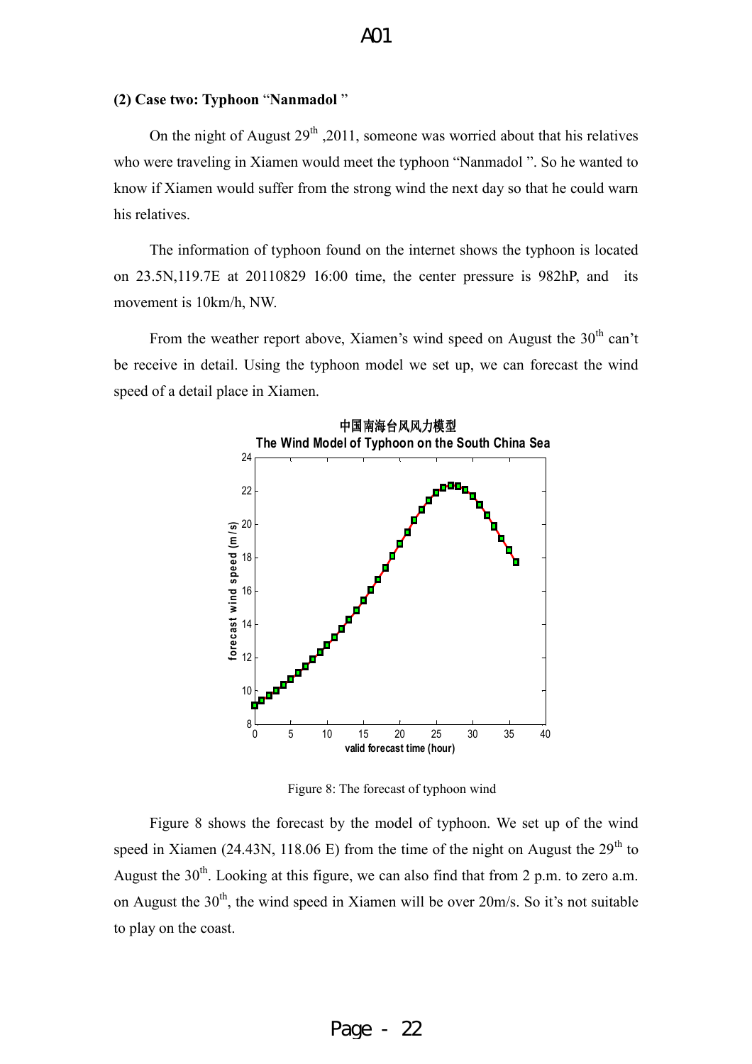**(2) Case two: Typhoon "Nanmadol "**

On the night of August 29th ,2011, someone was worried about that his relatives who were traveling in Xiamen would meet the typhoon "Nanmadol ". So he wanted to know if Xiamen would suffer from the strong wind the next day so that he could warn his relatives.

The information of typhoon found on the internet shows the typhoon is located on 23.5N,119.7E at 20110829 16:00 time, the center pressure is 982hP, and its movement is 10km/h, NW.

From the weather report above, Xiamen's wind speed on August the 30th can't be receive in detail. Using the typhoon model we set up, we can forecast the wind speed of a detail place in Xiamen.

Figure 8: The forecast of typhoon wind

Figure 8 shows the forecast by the model of typhoon. We set up of the wind speed in Xiamen (24.43N, 118.06 E) from the time of the night on August the 29th to August the 30th. Looking at this figure, we can also find that from 2 p.m. to zero a.m. on August the 30th, the wind speed in Xiamen will be over 20m/s. So it's not suitable to play on the coast.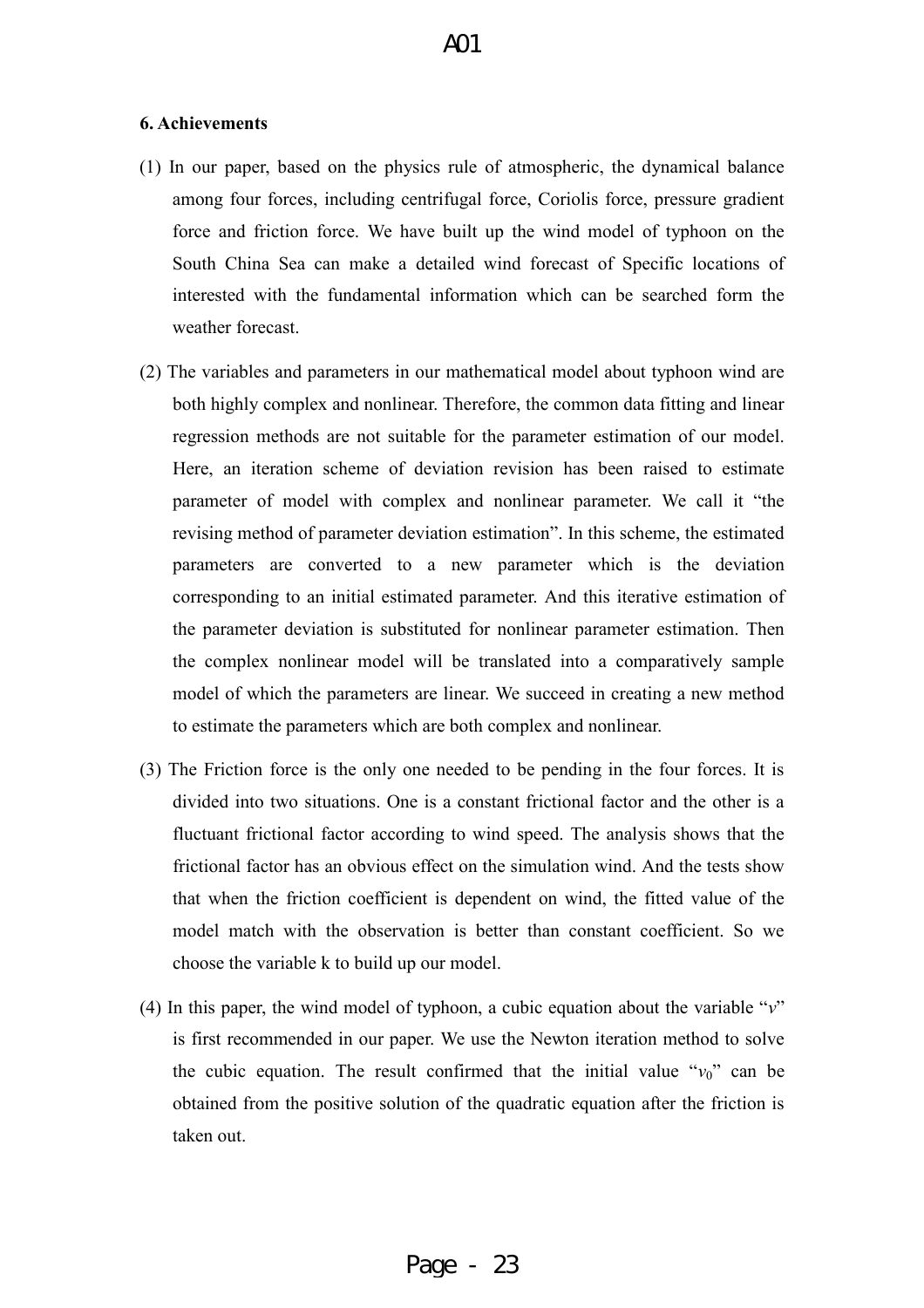**6. Achievements**

(1) In our paper, based on the physics rule of atmospheric, the dynamical balance among four forces, including centrifugal force, Coriolis force, pressure gradient force and friction force. We have built up the wind model of typhoon on the South China Sea can make a detailed wind forecast of Specific locations of interested with the fundamental information which can be searched form the weather forecast.

(2) The variables and parameters in our mathematical model about typhoon wind are both highly complex and nonlinear. Therefore, the common data fitting and linear regression methods are not suitable for the parameter estimation of our model. Here, an iteration scheme of deviation revision has been raised to estimate parameter of model with complex and nonlinear parameter. We call it "the revising method of parameter deviation estimation". In this scheme, the estimated parameters are converted to a new parameter which is the deviation corresponding to an initial estimated parameter. And this iterative estimation of the parameter deviation is substituted for nonlinear parameter estimation. Then the complex nonlinear model will be translated into a comparatively sample model of which the parameters are linear. We succeed in creating a new method to estimate the parameters which are both complex and nonlinear.

(3) The Friction force is the only one needed to be pending in the four forces. It is divided into two situations. One is a constant frictional factor and the other is a fluctuant frictional factor according to wind speed. The analysis shows that the frictional factor has an obvious effect on the simulation wind. And the tests show that when the friction coefficient is dependent on wind, the fitted value of the model match with the observation is better than constant coefficient. So we choose the variable k to build up our model.

(4) In this paper, the wind model of typhoon, a cubic equation about the variable "$v$" is first recommended in our paper. We use the Newton iteration method to solve the cubic equation. The result confirmed that the initial value "$v_0$" can be obtained from the positive solution of the quadratic equation after the friction is taken out.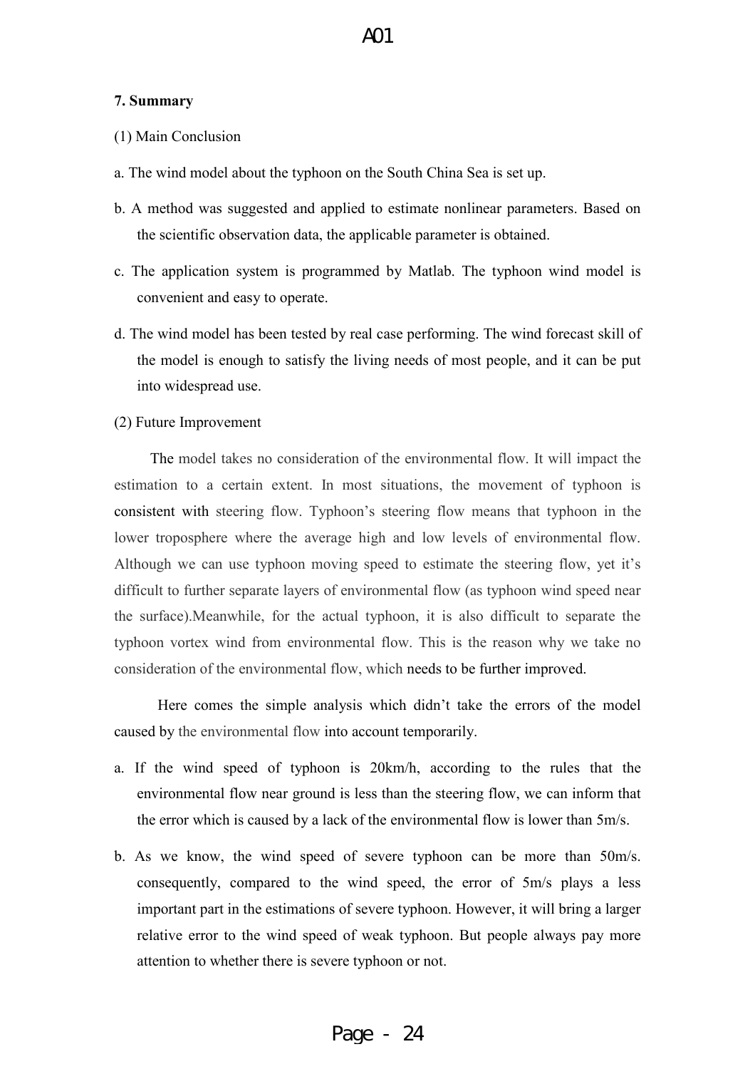## 7. Summary

(1) Main Conclusion

a. The wind model about the typhoon on the South China Sea is set up.

b. A method was suggested and applied to estimate nonlinear parameters. Based on the scientific observation data, the applicable parameter is obtained.

c. The application system is programmed by Matlab. The typhoon wind model is convenient and easy to operate.

d. The wind model has been tested by real case performing. The wind forecast skill of the model is enough to satisfy the living needs of most people, and it can be put into widespread use.

(2) Future Improvement

The model takes no consideration of the environmental flow. It will impact the estimation to a certain extent. In most situations, the movement of typhoon is consistent with steering flow. Typhoon's steering flow means that typhoon in the lower troposphere where the average high and low levels of environmental flow. Although we can use typhoon moving speed to estimate the steering flow, yet it's difficult to further separate layers of environmental flow (as typhoon wind speed near the surface).Meanwhile, for the actual typhoon, it is also difficult to separate the typhoon vortex wind from environmental flow. This is the reason why we take no consideration of the environmental flow, which needs to be further improved.

Here comes the simple analysis which didn't take the errors of the model caused by the environmental flow into account temporarily.

a. If the wind speed of typhoon is 20km/h, according to the rules that the environmental flow near ground is less than the steering flow, we can inform that the error which is caused by a lack of the environmental flow is lower than 5m/s.

b. As we know, the wind speed of severe typhoon can be more than 50m/s. consequently, compared to the wind speed, the error of 5m/s plays a less important part in the estimations of severe typhoon. However, it will bring a larger relative error to the wind speed of weak typhoon. But people always pay more attention to whether there is severe typhoon or not.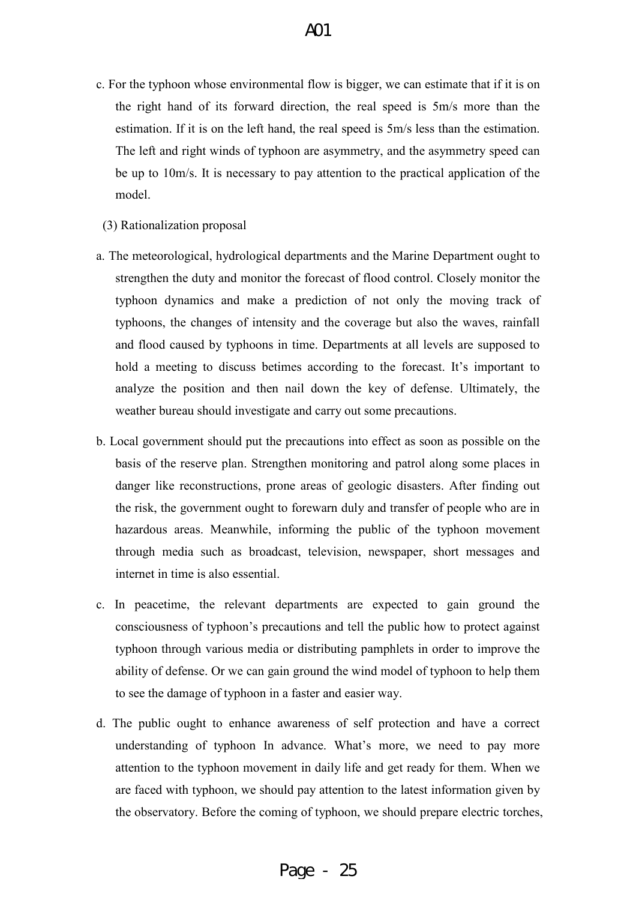c. For the typhoon whose environmental flow is bigger, we can estimate that if it is on the right hand of its forward direction, the real speed is 5m/s more than the estimation. If it is on the left hand, the real speed is 5m/s less than the estimation. The left and right winds of typhoon are asymmetry, and the asymmetry speed can be up to 10m/s. It is necessary to pay attention to the practical application of the model.

(3) Rationalization proposal

a. The meteorological, hydrological departments and the Marine Department ought to strengthen the duty and monitor the forecast of flood control. Closely monitor the typhoon dynamics and make a prediction of not only the moving track of typhoons, the changes of intensity and the coverage but also the waves, rainfall and flood caused by typhoons in time. Departments at all levels are supposed to hold a meeting to discuss betimes according to the forecast. It's important to analyze the position and then nail down the key of defense. Ultimately, the weather bureau should investigate and carry out some precautions.

b. Local government should put the precautions into effect as soon as possible on the basis of the reserve plan. Strengthen monitoring and patrol along some places in danger like reconstructions, prone areas of geologic disasters. After finding out the risk, the government ought to forewarn duly and transfer of people who are in hazardous areas. Meanwhile, informing the public of the typhoon movement through media such as broadcast, television, newspaper, short messages and internet in time is also essential.

c. In peacetime, the relevant departments are expected to gain ground the consciousness of typhoon's precautions and tell the public how to protect against typhoon through various media or distributing pamphlets in order to improve the ability of defense. Or we can gain ground the wind model of typhoon to help them to see the damage of typhoon in a faster and easier way.

d. The public ought to enhance awareness of self protection and have a correct understanding of typhoon In advance. What's more, we need to pay more attention to the typhoon movement in daily life and get ready for them. When we are faced with typhoon, we should pay attention to the latest information given by the observatory. Before the coming of typhoon, we should prepare electric torches,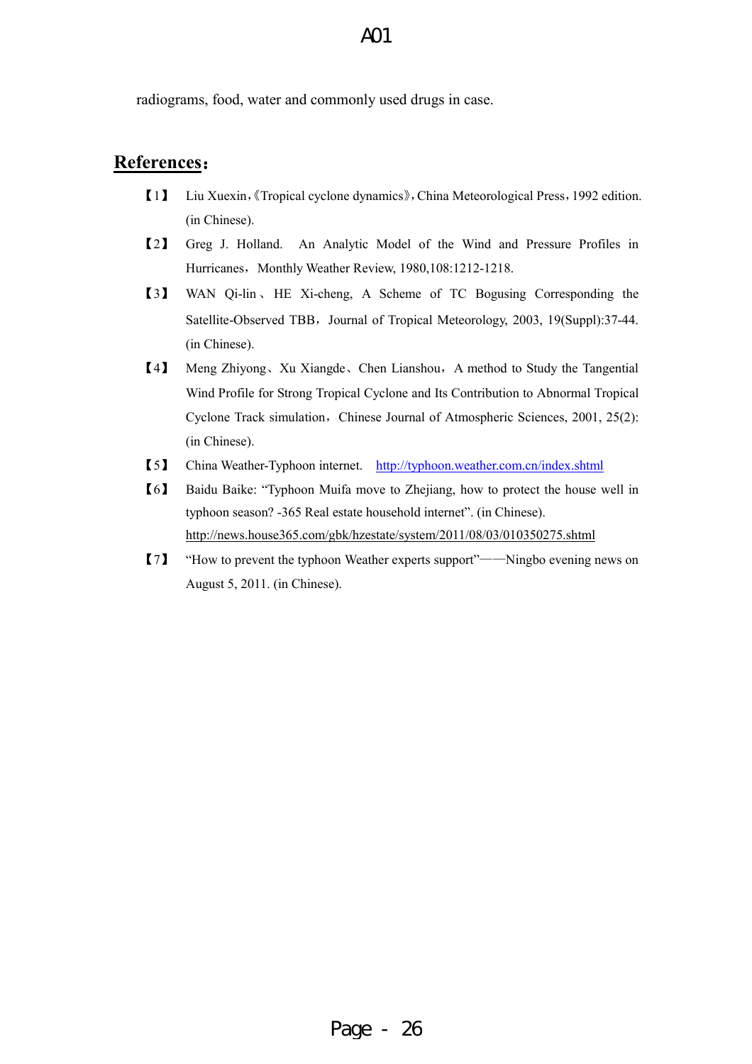radiograms, food, water and commonly used drugs in case.

## References：

【1】 Liu Xuexin，《Tropical cyclone dynamics》，China Meteorological Press，1992 edition. (in Chinese).

【2】 Greg J. Holland. An Analytic Model of the Wind and Pressure Profiles in Hurricanes，Monthly Weather Review, 1980,108:1212-1218.

【3】 WAN Qi-lin、HE Xi-cheng, A Scheme of TC Bogusing Corresponding the Satellite-Observed TBB，Journal of Tropical Meteorology, 2003, 19(Suppl):37-44. (in Chinese).

【4】 Meng Zhiyong、Xu Xiangde、Chen Lianshou，A method to Study the Tangential Wind Profile for Strong Tropical Cyclone and Its Contribution to Abnormal Tropical Cyclone Track simulation，Chinese Journal of Atmospheric Sciences, 2001, 25(2): (in Chinese).

【5】 China Weather-Typhoon internet. http://typhoon.weather.com.cn/index.shtml

【6】 Baidu Baike: “Typhoon Muifa move to Zhejiang, how to protect the house well in typhoon season? -365 Real estate household internet”. (in Chinese). http://news.house365.com/gbk/hzestate/system/2011/08/03/010350275.shtml

【7】 “How to prevent the typhoon Weather experts support”——Ningbo evening news on August 5, 2011. (in Chinese).